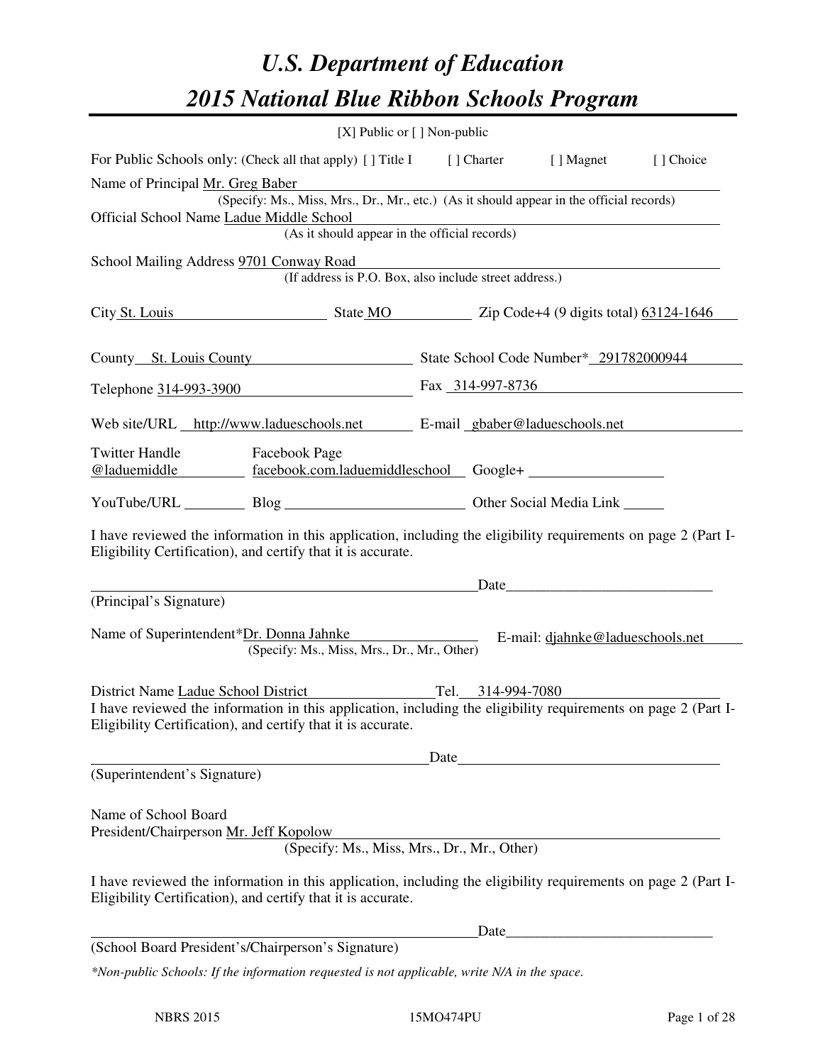# U.S. Department of Education
# 2015 National Blue Ribbon Schools Program

[X] Public or [ ] Non-public

For Public Schools only: (Check all that apply) [ ] Title I [ ] Charter [ ] Magnet [ ] Choice

Name of Principal Mr. Greg Baber
(Specify: Ms., Miss, Mrs., Dr., Mr., etc.) (As it should appear in the official records)

Official School Name Ladue Middle School
(As it should appear in the official records)

School Mailing Address 9701 Conway Road
(If address is P.O. Box, also include street address.)

City St. Louis State MO Zip Code+4 (9 digits total) 63124-1646

County St. Louis County State School Code Number* 291782000944

Telephone 314-993-3900 Fax 314-997-8736

Web site/URL http://www.ladueschools.net E-mail gbaber@ladueschools.net

Twitter Handle @laduemiddle Facebook Page facebook.com.laduemiddleschool Google+

YouTube/URL Blog Other Social Media Link

I have reviewed the information in this application, including the eligibility requirements on page 2 (Part I-Eligibility Certification), and certify that it is accurate.

_______________________________ Date_______________
(Principal's Signature)

Name of Superintendent*Dr. Donna Jahnke E-mail: djahnke@ladueschools.net
(Specify: Ms., Miss, Mrs., Dr., Mr., Other)

District Name Ladue School District Tel. 314-994-7080

I have reviewed the information in this application, including the eligibility requirements on page 2 (Part I-Eligibility Certification), and certify that it is accurate.

_______________________________ Date_______________
(Superintendent's Signature)

Name of School Board
President/Chairperson Mr. Jeff Kopolow
(Specify: Ms., Miss, Mrs., Dr., Mr., Other)

I have reviewed the information in this application, including the eligibility requirements on page 2 (Part I-Eligibility Certification), and certify that it is accurate.

_______________________________ Date_______________
(School Board President's/Chairperson's Signature)

*\*Non-public Schools: If the information requested is not applicable, write N/A in the space.*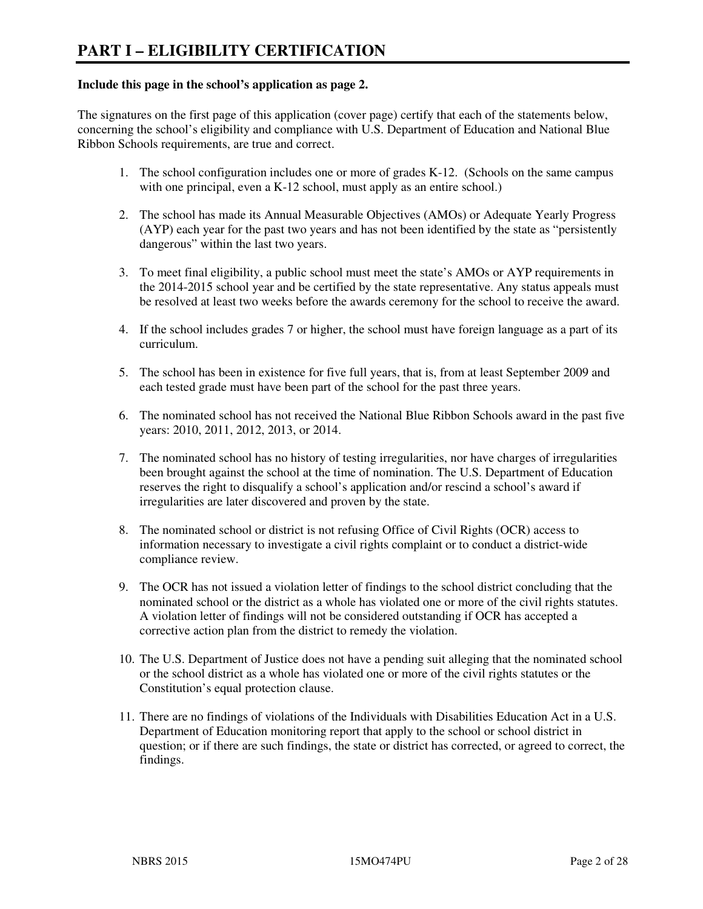# PART I – ELIGIBILITY CERTIFICATION

**Include this page in the school's application as page 2.**

The signatures on the first page of this application (cover page) certify that each of the statements below, concerning the school's eligibility and compliance with U.S. Department of Education and National Blue Ribbon Schools requirements, are true and correct.

1. The school configuration includes one or more of grades K-12. (Schools on the same campus with one principal, even a K-12 school, must apply as an entire school.)

2. The school has made its Annual Measurable Objectives (AMOs) or Adequate Yearly Progress (AYP) each year for the past two years and has not been identified by the state as "persistently dangerous" within the last two years.

3. To meet final eligibility, a public school must meet the state's AMOs or AYP requirements in the 2014-2015 school year and be certified by the state representative. Any status appeals must be resolved at least two weeks before the awards ceremony for the school to receive the award.

4. If the school includes grades 7 or higher, the school must have foreign language as a part of its curriculum.

5. The school has been in existence for five full years, that is, from at least September 2009 and each tested grade must have been part of the school for the past three years.

6. The nominated school has not received the National Blue Ribbon Schools award in the past five years: 2010, 2011, 2012, 2013, or 2014.

7. The nominated school has no history of testing irregularities, nor have charges of irregularities been brought against the school at the time of nomination. The U.S. Department of Education reserves the right to disqualify a school's application and/or rescind a school's award if irregularities are later discovered and proven by the state.

8. The nominated school or district is not refusing Office of Civil Rights (OCR) access to information necessary to investigate a civil rights complaint or to conduct a district-wide compliance review.

9. The OCR has not issued a violation letter of findings to the school district concluding that the nominated school or the district as a whole has violated one or more of the civil rights statutes. A violation letter of findings will not be considered outstanding if OCR has accepted a corrective action plan from the district to remedy the violation.

10. The U.S. Department of Justice does not have a pending suit alleging that the nominated school or the school district as a whole has violated one or more of the civil rights statutes or the Constitution's equal protection clause.

11. There are no findings of violations of the Individuals with Disabilities Education Act in a U.S. Department of Education monitoring report that apply to the school or school district in question; or if there are such findings, the state or district has corrected, or agreed to correct, the findings.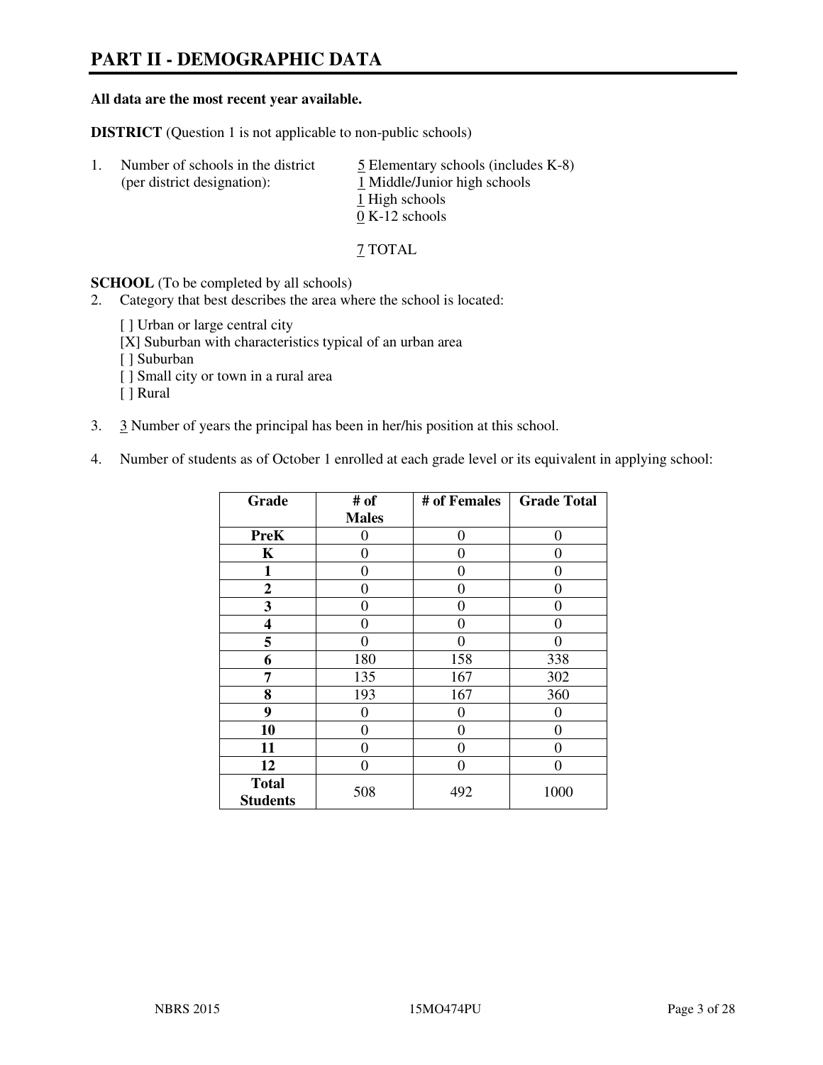# PART II - DEMOGRAPHIC DATA

**All data are the most recent year available.**

**DISTRICT** (Question 1 is not applicable to non-public schools)

1. Number of schools in the district (per district designation):
   - 5 Elementary schools (includes K-8)
   - 1 Middle/Junior high schools
   - 1 High schools
   - 0 K-12 schools

   7 TOTAL

**SCHOOL** (To be completed by all schools)

2. Category that best describes the area where the school is located:

   [ ] Urban or large central city
   [X] Suburban with characteristics typical of an urban area
   [ ] Suburban
   [ ] Small city or town in a rural area
   [ ] Rural

3. 3 Number of years the principal has been in her/his position at this school.

4. Number of students as of October 1 enrolled at each grade level or its equivalent in applying school:

| Grade | # of Males | # of Females | Grade Total |
|---|---|---|---|
| **PreK** | 0 | 0 | 0 |
| **K** | 0 | 0 | 0 |
| **1** | 0 | 0 | 0 |
| **2** | 0 | 0 | 0 |
| **3** | 0 | 0 | 0 |
| **4** | 0 | 0 | 0 |
| **5** | 0 | 0 | 0 |
| **6** | 180 | 158 | 338 |
| **7** | 135 | 167 | 302 |
| **8** | 193 | 167 | 360 |
| **9** | 0 | 0 | 0 |
| **10** | 0 | 0 | 0 |
| **11** | 0 | 0 | 0 |
| **12** | 0 | 0 | 0 |
| **Total Students** | 508 | 492 | 1000 |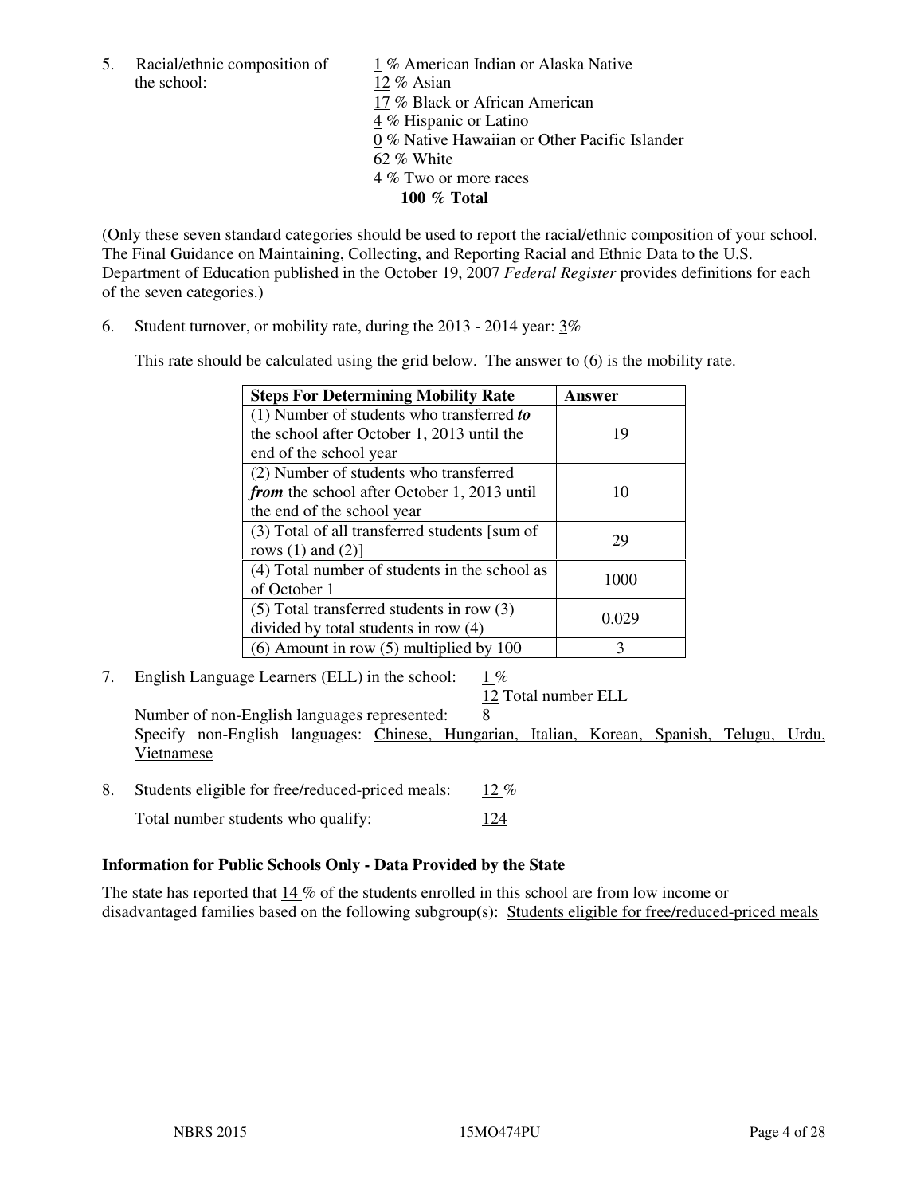5. Racial/ethnic composition of the school:

   1 % American Indian or Alaska Native
   12 % Asian
   17 % Black or African American
   4 % Hispanic or Latino
   0 % Native Hawaiian or Other Pacific Islander
   62 % White
   4 % Two or more races
   **100 % Total**

(Only these seven standard categories should be used to report the racial/ethnic composition of your school. The Final Guidance on Maintaining, Collecting, and Reporting Racial and Ethnic Data to the U.S. Department of Education published in the October 19, 2007 *Federal Register* provides definitions for each of the seven categories.)

6. Student turnover, or mobility rate, during the 2013 - 2014 year: 3%

   This rate should be calculated using the grid below. The answer to (6) is the mobility rate.

| **Steps For Determining Mobility Rate** | **Answer** |
|---|---|
| (1) Number of students who transferred ***to*** the school after October 1, 2013 until the end of the school year | 19 |
| (2) Number of students who transferred ***from*** the school after October 1, 2013 until the end of the school year | 10 |
| (3) Total of all transferred students [sum of rows (1) and (2)] | 29 |
| (4) Total number of students in the school as of October 1 | 1000 |
| (5) Total transferred students in row (3) divided by total students in row (4) | 0.029 |
| (6) Amount in row (5) multiplied by 100 | 3 |

7. English Language Learners (ELL) in the school: 1 %

   12 Total number ELL

   Number of non-English languages represented: 8

   Specify non-English languages: Chinese, Hungarian, Italian, Korean, Spanish, Telugu, Urdu, Vietnamese

8. Students eligible for free/reduced-priced meals: 12 %

   Total number students who qualify: 124

### Information for Public Schools Only - Data Provided by the State

The state has reported that 14 % of the students enrolled in this school are from low income or disadvantaged families based on the following subgroup(s): Students eligible for free/reduced-priced meals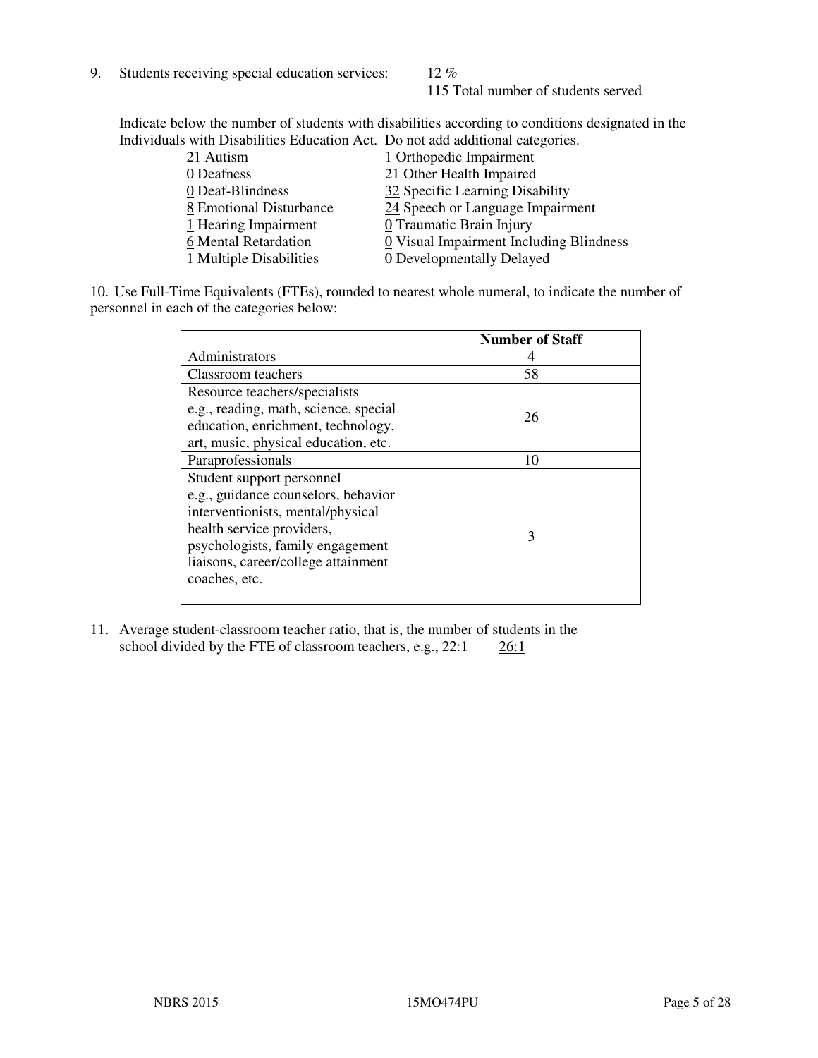9. Students receiving special education services: 12 %
   115 Total number of students served

Indicate below the number of students with disabilities according to conditions designated in the Individuals with Disabilities Education Act. Do not add additional categories.

21 Autism
0 Deafness
0 Deaf-Blindness
8 Emotional Disturbance
1 Hearing Impairment
6 Mental Retardation
1 Multiple Disabilities
1 Orthopedic Impairment
21 Other Health Impaired
32 Specific Learning Disability
24 Speech or Language Impairment
0 Traumatic Brain Injury
0 Visual Impairment Including Blindness
0 Developmentally Delayed

10. Use Full-Time Equivalents (FTEs), rounded to nearest whole numeral, to indicate the number of personnel in each of the categories below:

| | Number of Staff |
|---|---|
| Administrators | 4 |
| Classroom teachers | 58 |
| Resource teachers/specialists e.g., reading, math, science, special education, enrichment, technology, art, music, physical education, etc. | 26 |
| Paraprofessionals | 10 |
| Student support personnel e.g., guidance counselors, behavior interventionists, mental/physical health service providers, psychologists, family engagement liaisons, career/college attainment coaches, etc. | 3 |

11. Average student-classroom teacher ratio, that is, the number of students in the school divided by the FTE of classroom teachers, e.g., 22:1 26:1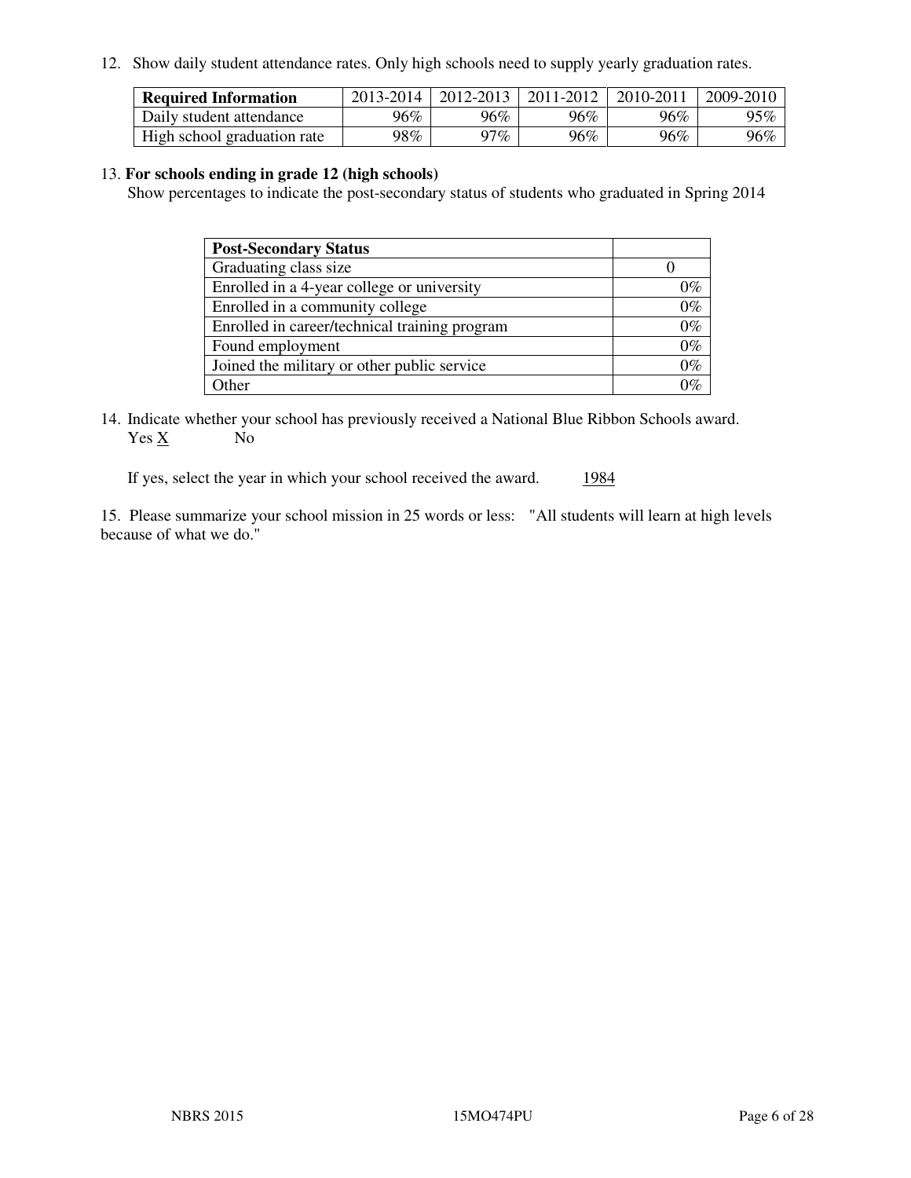12. Show daily student attendance rates. Only high schools need to supply yearly graduation rates.

| **Required Information** | 2013-2014 | 2012-2013 | 2011-2012 | 2010-2011 | 2009-2010 |
|---|---|---|---|---|---|
| Daily student attendance | 96% | 96% | 96% | 96% | 95% |
| High school graduation rate | 98% | 97% | 96% | 96% | 96% |

13. **For schools ending in grade 12 (high schools)**
Show percentages to indicate the post-secondary status of students who graduated in Spring 2014

| **Post-Secondary Status** | |
|---|---|
| Graduating class size | 0 |
| Enrolled in a 4-year college or university | 0% |
| Enrolled in a community college | 0% |
| Enrolled in career/technical training program | 0% |
| Found employment | 0% |
| Joined the military or other public service | 0% |
| Other | 0% |

14. Indicate whether your school has previously received a National Blue Ribbon Schools award.
Yes X No

If yes, select the year in which your school received the award. 1984

15. Please summarize your school mission in 25 words or less: "All students will learn at high levels because of what we do."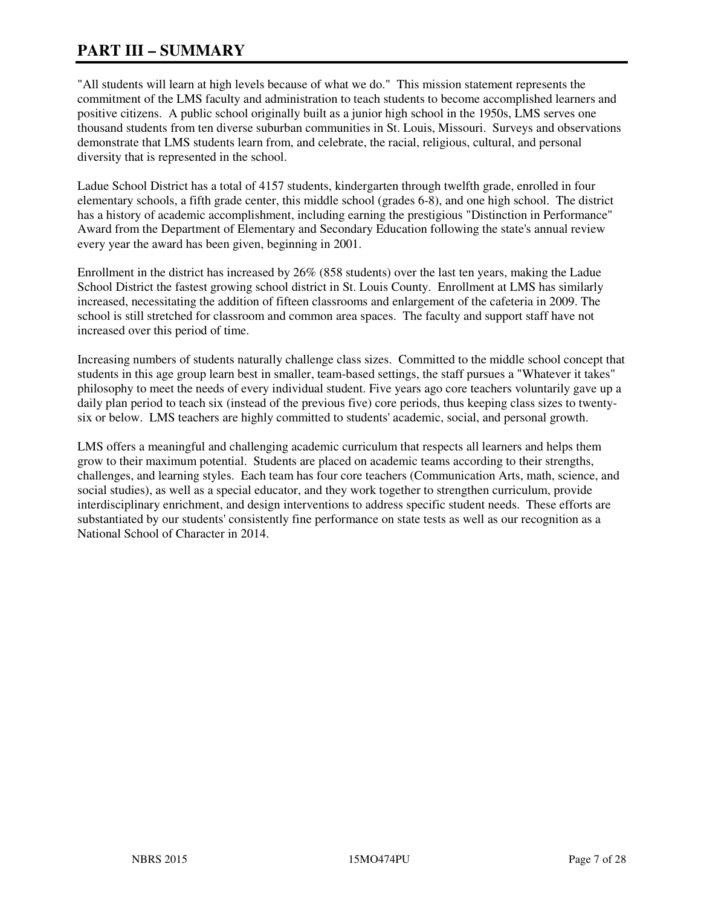# PART III – SUMMARY

"All students will learn at high levels because of what we do." This mission statement represents the commitment of the LMS faculty and administration to teach students to become accomplished learners and positive citizens. A public school originally built as a junior high school in the 1950s, LMS serves one thousand students from ten diverse suburban communities in St. Louis, Missouri. Surveys and observations demonstrate that LMS students learn from, and celebrate, the racial, religious, cultural, and personal diversity that is represented in the school.

Ladue School District has a total of 4157 students, kindergarten through twelfth grade, enrolled in four elementary schools, a fifth grade center, this middle school (grades 6-8), and one high school. The district has a history of academic accomplishment, including earning the prestigious "Distinction in Performance" Award from the Department of Elementary and Secondary Education following the state's annual review every year the award has been given, beginning in 2001.

Enrollment in the district has increased by 26% (858 students) over the last ten years, making the Ladue School District the fastest growing school district in St. Louis County. Enrollment at LMS has similarly increased, necessitating the addition of fifteen classrooms and enlargement of the cafeteria in 2009. The school is still stretched for classroom and common area spaces. The faculty and support staff have not increased over this period of time.

Increasing numbers of students naturally challenge class sizes. Committed to the middle school concept that students in this age group learn best in smaller, team-based settings, the staff pursues a "Whatever it takes" philosophy to meet the needs of every individual student. Five years ago core teachers voluntarily gave up a daily plan period to teach six (instead of the previous five) core periods, thus keeping class sizes to twenty-six or below. LMS teachers are highly committed to students' academic, social, and personal growth.

LMS offers a meaningful and challenging academic curriculum that respects all learners and helps them grow to their maximum potential. Students are placed on academic teams according to their strengths, challenges, and learning styles. Each team has four core teachers (Communication Arts, math, science, and social studies), as well as a special educator, and they work together to strengthen curriculum, provide interdisciplinary enrichment, and design interventions to address specific student needs. These efforts are substantiated by our students' consistently fine performance on state tests as well as our recognition as a National School of Character in 2014.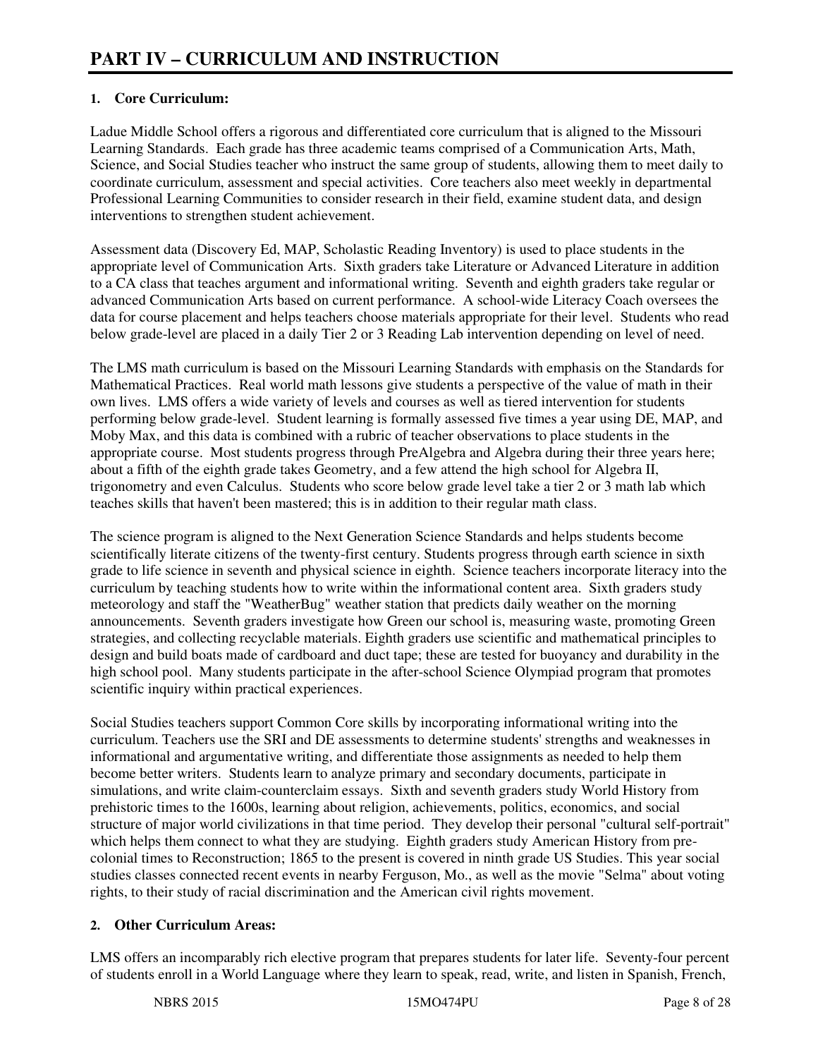# PART IV – CURRICULUM AND INSTRUCTION

## 1. Core Curriculum:

Ladue Middle School offers a rigorous and differentiated core curriculum that is aligned to the Missouri Learning Standards. Each grade has three academic teams comprised of a Communication Arts, Math, Science, and Social Studies teacher who instruct the same group of students, allowing them to meet daily to coordinate curriculum, assessment and special activities. Core teachers also meet weekly in departmental Professional Learning Communities to consider research in their field, examine student data, and design interventions to strengthen student achievement.

Assessment data (Discovery Ed, MAP, Scholastic Reading Inventory) is used to place students in the appropriate level of Communication Arts. Sixth graders take Literature or Advanced Literature in addition to a CA class that teaches argument and informational writing. Seventh and eighth graders take regular or advanced Communication Arts based on current performance. A school-wide Literacy Coach oversees the data for course placement and helps teachers choose materials appropriate for their level. Students who read below grade-level are placed in a daily Tier 2 or 3 Reading Lab intervention depending on level of need.

The LMS math curriculum is based on the Missouri Learning Standards with emphasis on the Standards for Mathematical Practices. Real world math lessons give students a perspective of the value of math in their own lives. LMS offers a wide variety of levels and courses as well as tiered intervention for students performing below grade-level. Student learning is formally assessed five times a year using DE, MAP, and Moby Max, and this data is combined with a rubric of teacher observations to place students in the appropriate course. Most students progress through PreAlgebra and Algebra during their three years here; about a fifth of the eighth grade takes Geometry, and a few attend the high school for Algebra II, trigonometry and even Calculus. Students who score below grade level take a tier 2 or 3 math lab which teaches skills that haven't been mastered; this is in addition to their regular math class.

The science program is aligned to the Next Generation Science Standards and helps students become scientifically literate citizens of the twenty-first century. Students progress through earth science in sixth grade to life science in seventh and physical science in eighth. Science teachers incorporate literacy into the curriculum by teaching students how to write within the informational content area. Sixth graders study meteorology and staff the "WeatherBug" weather station that predicts daily weather on the morning announcements. Seventh graders investigate how Green our school is, measuring waste, promoting Green strategies, and collecting recyclable materials. Eighth graders use scientific and mathematical principles to design and build boats made of cardboard and duct tape; these are tested for buoyancy and durability in the high school pool. Many students participate in the after-school Science Olympiad program that promotes scientific inquiry within practical experiences.

Social Studies teachers support Common Core skills by incorporating informational writing into the curriculum. Teachers use the SRI and DE assessments to determine students' strengths and weaknesses in informational and argumentative writing, and differentiate those assignments as needed to help them become better writers. Students learn to analyze primary and secondary documents, participate in simulations, and write claim-counterclaim essays. Sixth and seventh graders study World History from prehistoric times to the 1600s, learning about religion, achievements, politics, economics, and social structure of major world civilizations in that time period. They develop their personal "cultural self-portrait" which helps them connect to what they are studying. Eighth graders study American History from pre-colonial times to Reconstruction; 1865 to the present is covered in ninth grade US Studies. This year social studies classes connected recent events in nearby Ferguson, Mo., as well as the movie "Selma" about voting rights, to their study of racial discrimination and the American civil rights movement.

## 2. Other Curriculum Areas:

LMS offers an incomparably rich elective program that prepares students for later life. Seventy-four percent of students enroll in a World Language where they learn to speak, read, write, and listen in Spanish, French,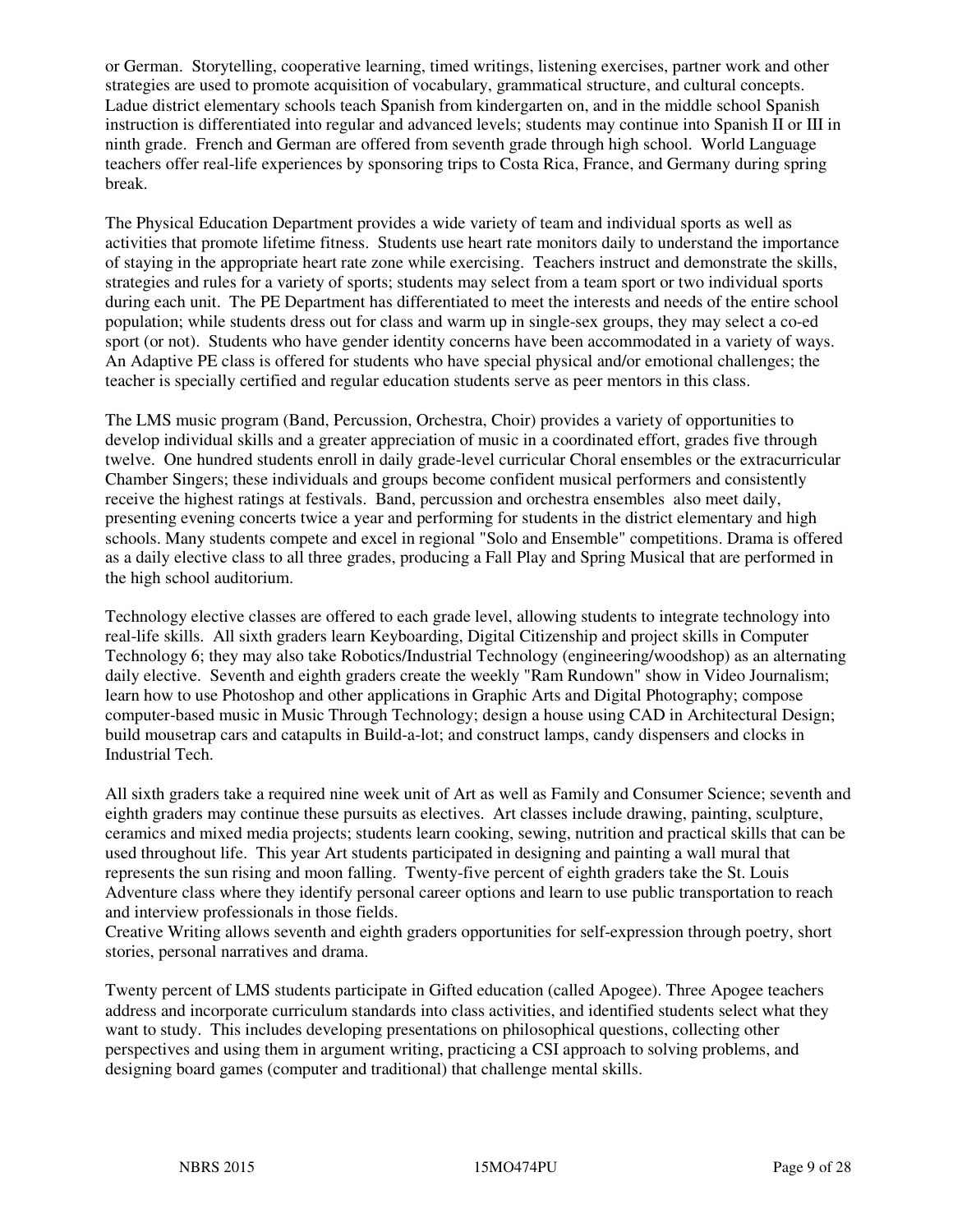or German. Storytelling, cooperative learning, timed writings, listening exercises, partner work and other strategies are used to promote acquisition of vocabulary, grammatical structure, and cultural concepts. Ladue district elementary schools teach Spanish from kindergarten on, and in the middle school Spanish instruction is differentiated into regular and advanced levels; students may continue into Spanish II or III in ninth grade. French and German are offered from seventh grade through high school. World Language teachers offer real-life experiences by sponsoring trips to Costa Rica, France, and Germany during spring break.

The Physical Education Department provides a wide variety of team and individual sports as well as activities that promote lifetime fitness. Students use heart rate monitors daily to understand the importance of staying in the appropriate heart rate zone while exercising. Teachers instruct and demonstrate the skills, strategies and rules for a variety of sports; students may select from a team sport or two individual sports during each unit. The PE Department has differentiated to meet the interests and needs of the entire school population; while students dress out for class and warm up in single-sex groups, they may select a co-ed sport (or not). Students who have gender identity concerns have been accommodated in a variety of ways. An Adaptive PE class is offered for students who have special physical and/or emotional challenges; the teacher is specially certified and regular education students serve as peer mentors in this class.

The LMS music program (Band, Percussion, Orchestra, Choir) provides a variety of opportunities to develop individual skills and a greater appreciation of music in a coordinated effort, grades five through twelve. One hundred students enroll in daily grade-level curricular Choral ensembles or the extracurricular Chamber Singers; these individuals and groups become confident musical performers and consistently receive the highest ratings at festivals. Band, percussion and orchestra ensembles also meet daily, presenting evening concerts twice a year and performing for students in the district elementary and high schools. Many students compete and excel in regional "Solo and Ensemble" competitions. Drama is offered as a daily elective class to all three grades, producing a Fall Play and Spring Musical that are performed in the high school auditorium.

Technology elective classes are offered to each grade level, allowing students to integrate technology into real-life skills. All sixth graders learn Keyboarding, Digital Citizenship and project skills in Computer Technology 6; they may also take Robotics/Industrial Technology (engineering/woodshop) as an alternating daily elective. Seventh and eighth graders create the weekly "Ram Rundown" show in Video Journalism; learn how to use Photoshop and other applications in Graphic Arts and Digital Photography; compose computer-based music in Music Through Technology; design a house using CAD in Architectural Design; build mousetrap cars and catapults in Build-a-lot; and construct lamps, candy dispensers and clocks in Industrial Tech.

All sixth graders take a required nine week unit of Art as well as Family and Consumer Science; seventh and eighth graders may continue these pursuits as electives. Art classes include drawing, painting, sculpture, ceramics and mixed media projects; students learn cooking, sewing, nutrition and practical skills that can be used throughout life. This year Art students participated in designing and painting a wall mural that represents the sun rising and moon falling. Twenty-five percent of eighth graders take the St. Louis Adventure class where they identify personal career options and learn to use public transportation to reach and interview professionals in those fields.
Creative Writing allows seventh and eighth graders opportunities for self-expression through poetry, short stories, personal narratives and drama.

Twenty percent of LMS students participate in Gifted education (called Apogee). Three Apogee teachers address and incorporate curriculum standards into class activities, and identified students select what they want to study. This includes developing presentations on philosophical questions, collecting other perspectives and using them in argument writing, practicing a CSI approach to solving problems, and designing board games (computer and traditional) that challenge mental skills.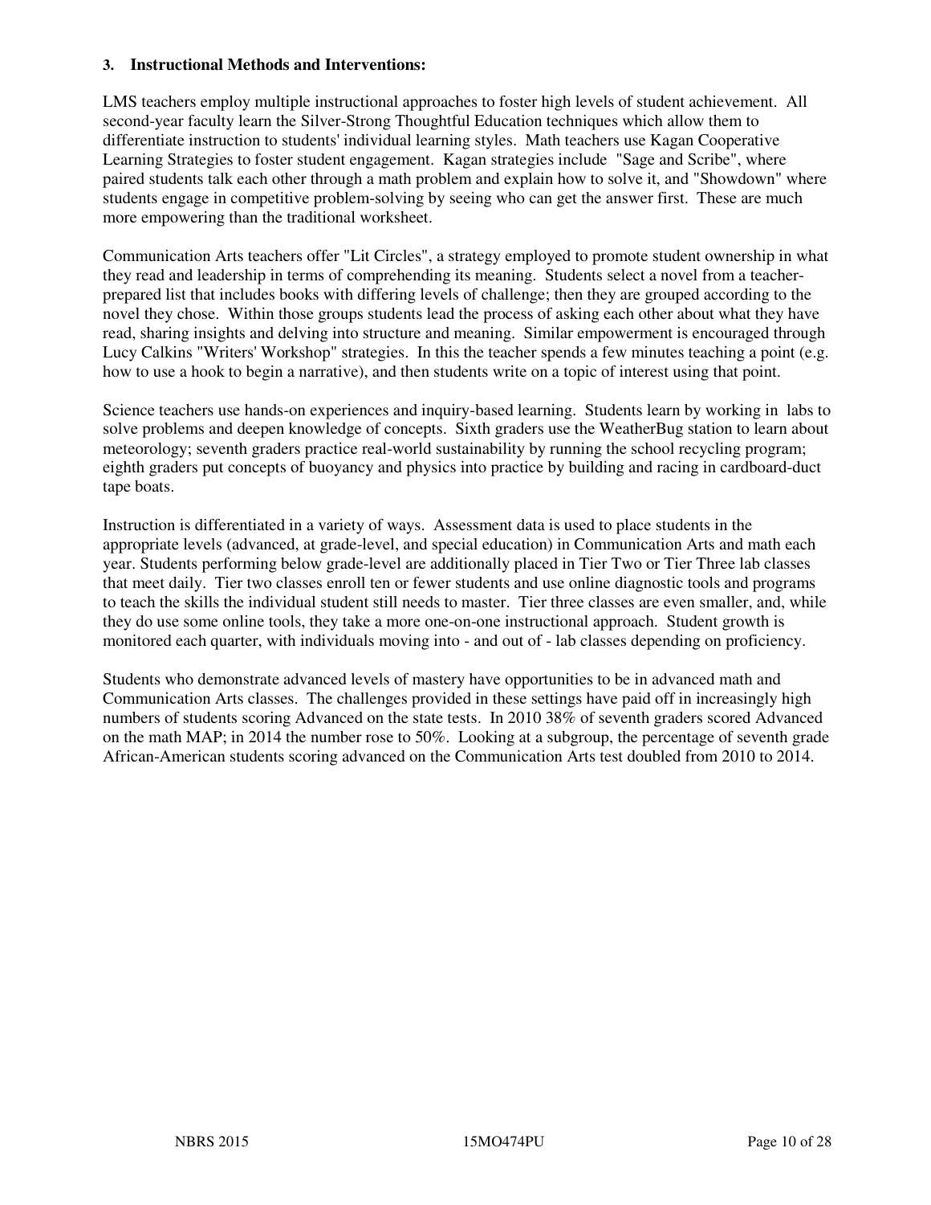### 3. Instructional Methods and Interventions:

LMS teachers employ multiple instructional approaches to foster high levels of student achievement. All second-year faculty learn the Silver-Strong Thoughtful Education techniques which allow them to differentiate instruction to students' individual learning styles. Math teachers use Kagan Cooperative Learning Strategies to foster student engagement. Kagan strategies include "Sage and Scribe", where paired students talk each other through a math problem and explain how to solve it, and "Showdown" where students engage in competitive problem-solving by seeing who can get the answer first. These are much more empowering than the traditional worksheet.

Communication Arts teachers offer "Lit Circles", a strategy employed to promote student ownership in what they read and leadership in terms of comprehending its meaning. Students select a novel from a teacher-prepared list that includes books with differing levels of challenge; then they are grouped according to the novel they chose. Within those groups students lead the process of asking each other about what they have read, sharing insights and delving into structure and meaning. Similar empowerment is encouraged through Lucy Calkins "Writers' Workshop" strategies. In this the teacher spends a few minutes teaching a point (e.g. how to use a hook to begin a narrative), and then students write on a topic of interest using that point.

Science teachers use hands-on experiences and inquiry-based learning. Students learn by working in labs to solve problems and deepen knowledge of concepts. Sixth graders use the WeatherBug station to learn about meteorology; seventh graders practice real-world sustainability by running the school recycling program; eighth graders put concepts of buoyancy and physics into practice by building and racing in cardboard-duct tape boats.

Instruction is differentiated in a variety of ways. Assessment data is used to place students in the appropriate levels (advanced, at grade-level, and special education) in Communication Arts and math each year. Students performing below grade-level are additionally placed in Tier Two or Tier Three lab classes that meet daily. Tier two classes enroll ten or fewer students and use online diagnostic tools and programs to teach the skills the individual student still needs to master. Tier three classes are even smaller, and, while they do use some online tools, they take a more one-on-one instructional approach. Student growth is monitored each quarter, with individuals moving into - and out of - lab classes depending on proficiency.

Students who demonstrate advanced levels of mastery have opportunities to be in advanced math and Communication Arts classes. The challenges provided in these settings have paid off in increasingly high numbers of students scoring Advanced on the state tests. In 2010 38% of seventh graders scored Advanced on the math MAP; in 2014 the number rose to 50%. Looking at a subgroup, the percentage of seventh grade African-American students scoring advanced on the Communication Arts test doubled from 2010 to 2014.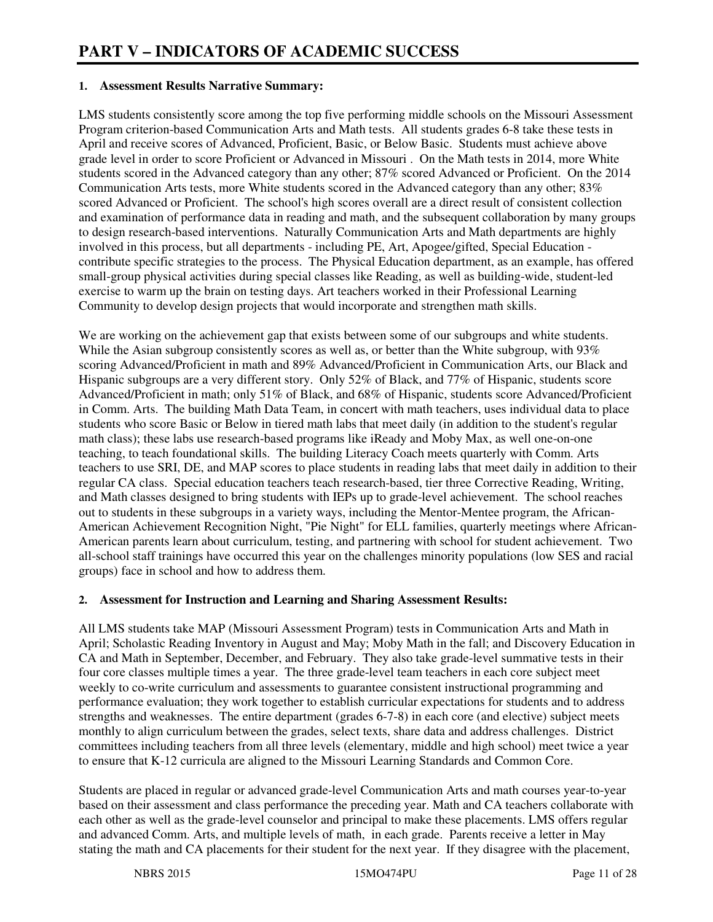# PART V – INDICATORS OF ACADEMIC SUCCESS

## 1. Assessment Results Narrative Summary:

LMS students consistently score among the top five performing middle schools on the Missouri Assessment Program criterion-based Communication Arts and Math tests. All students grades 6-8 take these tests in April and receive scores of Advanced, Proficient, Basic, or Below Basic. Students must achieve above grade level in order to score Proficient or Advanced in Missouri . On the Math tests in 2014, more White students scored in the Advanced category than any other; 87% scored Advanced or Proficient. On the 2014 Communication Arts tests, more White students scored in the Advanced category than any other; 83% scored Advanced or Proficient. The school's high scores overall are a direct result of consistent collection and examination of performance data in reading and math, and the subsequent collaboration by many groups to design research-based interventions. Naturally Communication Arts and Math departments are highly involved in this process, but all departments - including PE, Art, Apogee/gifted, Special Education - contribute specific strategies to the process. The Physical Education department, as an example, has offered small-group physical activities during special classes like Reading, as well as building-wide, student-led exercise to warm up the brain on testing days. Art teachers worked in their Professional Learning Community to develop design projects that would incorporate and strengthen math skills.

We are working on the achievement gap that exists between some of our subgroups and white students. While the Asian subgroup consistently scores as well as, or better than the White subgroup, with 93% scoring Advanced/Proficient in math and 89% Advanced/Proficient in Communication Arts, our Black and Hispanic subgroups are a very different story. Only 52% of Black, and 77% of Hispanic, students score Advanced/Proficient in math; only 51% of Black, and 68% of Hispanic, students score Advanced/Proficient in Comm. Arts. The building Math Data Team, in concert with math teachers, uses individual data to place students who score Basic or Below in tiered math labs that meet daily (in addition to the student's regular math class); these labs use research-based programs like iReady and Moby Max, as well one-on-one teaching, to teach foundational skills. The building Literacy Coach meets quarterly with Comm. Arts teachers to use SRI, DE, and MAP scores to place students in reading labs that meet daily in addition to their regular CA class. Special education teachers teach research-based, tier three Corrective Reading, Writing, and Math classes designed to bring students with IEPs up to grade-level achievement. The school reaches out to students in these subgroups in a variety ways, including the Mentor-Mentee program, the African-American Achievement Recognition Night, "Pie Night" for ELL families, quarterly meetings where African-American parents learn about curriculum, testing, and partnering with school for student achievement. Two all-school staff trainings have occurred this year on the challenges minority populations (low SES and racial groups) face in school and how to address them.

## 2. Assessment for Instruction and Learning and Sharing Assessment Results:

All LMS students take MAP (Missouri Assessment Program) tests in Communication Arts and Math in April; Scholastic Reading Inventory in August and May; Moby Math in the fall; and Discovery Education in CA and Math in September, December, and February. They also take grade-level summative tests in their four core classes multiple times a year. The three grade-level team teachers in each core subject meet weekly to co-write curriculum and assessments to guarantee consistent instructional programming and performance evaluation; they work together to establish curricular expectations for students and to address strengths and weaknesses. The entire department (grades 6-7-8) in each core (and elective) subject meets monthly to align curriculum between the grades, select texts, share data and address challenges. District committees including teachers from all three levels (elementary, middle and high school) meet twice a year to ensure that K-12 curricula are aligned to the Missouri Learning Standards and Common Core.

Students are placed in regular or advanced grade-level Communication Arts and math courses year-to-year based on their assessment and class performance the preceding year. Math and CA teachers collaborate with each other as well as the grade-level counselor and principal to make these placements. LMS offers regular and advanced Comm. Arts, and multiple levels of math, in each grade. Parents receive a letter in May stating the math and CA placements for their student for the next year. If they disagree with the placement,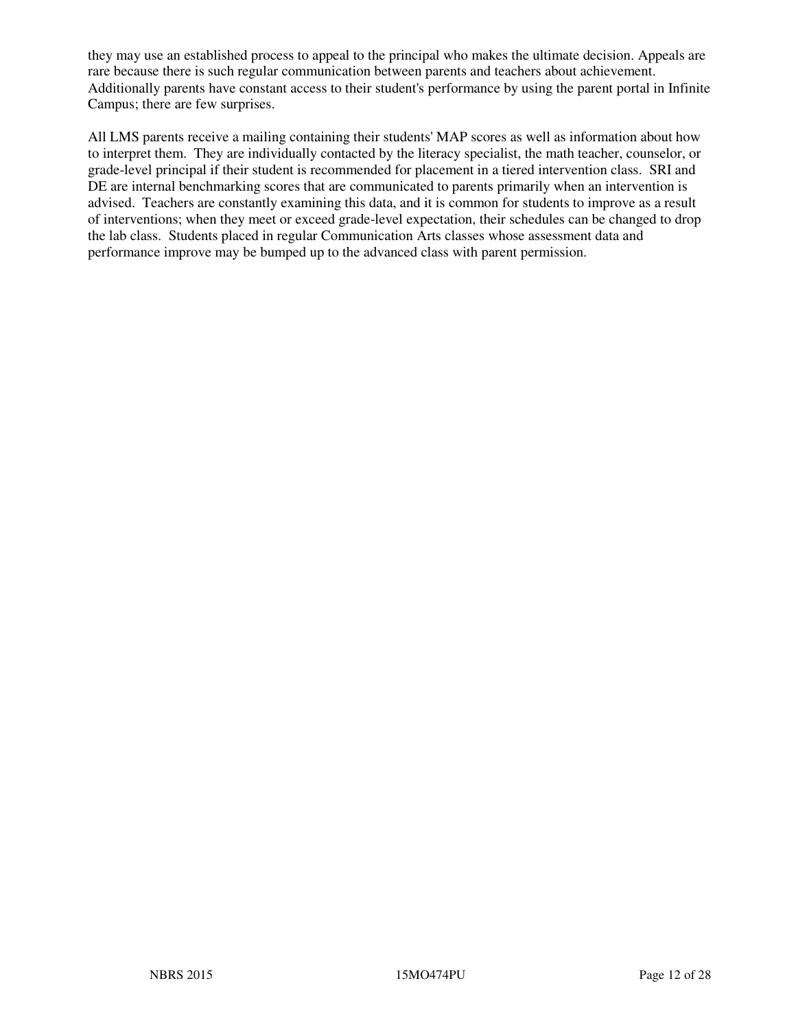they may use an established process to appeal to the principal who makes the ultimate decision. Appeals are rare because there is such regular communication between parents and teachers about achievement. Additionally parents have constant access to their student's performance by using the parent portal in Infinite Campus; there are few surprises.

All LMS parents receive a mailing containing their students' MAP scores as well as information about how to interpret them. They are individually contacted by the literacy specialist, the math teacher, counselor, or grade-level principal if their student is recommended for placement in a tiered intervention class. SRI and DE are internal benchmarking scores that are communicated to parents primarily when an intervention is advised. Teachers are constantly examining this data, and it is common for students to improve as a result of interventions; when they meet or exceed grade-level expectation, their schedules can be changed to drop the lab class. Students placed in regular Communication Arts classes whose assessment data and performance improve may be bumped up to the advanced class with parent permission.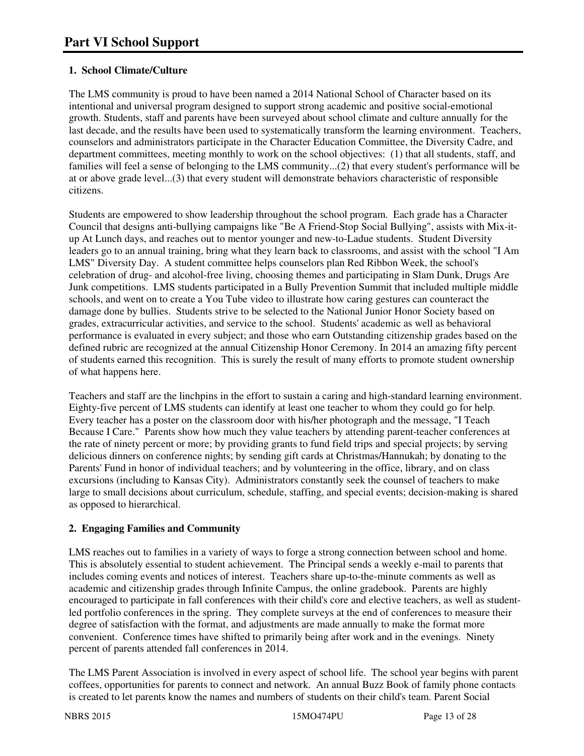# Part VI School Support

## 1. School Climate/Culture

The LMS community is proud to have been named a 2014 National School of Character based on its intentional and universal program designed to support strong academic and positive social-emotional growth. Students, staff and parents have been surveyed about school climate and culture annually for the last decade, and the results have been used to systematically transform the learning environment. Teachers, counselors and administrators participate in the Character Education Committee, the Diversity Cadre, and department committees, meeting monthly to work on the school objectives: (1) that all students, staff, and families will feel a sense of belonging to the LMS community...(2) that every student's performance will be at or above grade level...(3) that every student will demonstrate behaviors characteristic of responsible citizens.

Students are empowered to show leadership throughout the school program. Each grade has a Character Council that designs anti-bullying campaigns like "Be A Friend-Stop Social Bullying", assists with Mix-it-up At Lunch days, and reaches out to mentor younger and new-to-Ladue students. Student Diversity leaders go to an annual training, bring what they learn back to classrooms, and assist with the school "I Am LMS" Diversity Day. A student committee helps counselors plan Red Ribbon Week, the school's celebration of drug- and alcohol-free living, choosing themes and participating in Slam Dunk, Drugs Are Junk competitions. LMS students participated in a Bully Prevention Summit that included multiple middle schools, and went on to create a You Tube video to illustrate how caring gestures can counteract the damage done by bullies. Students strive to be selected to the National Junior Honor Society based on grades, extracurricular activities, and service to the school. Students' academic as well as behavioral performance is evaluated in every subject; and those who earn Outstanding citizenship grades based on the defined rubric are recognized at the annual Citizenship Honor Ceremony. In 2014 an amazing fifty percent of students earned this recognition. This is surely the result of many efforts to promote student ownership of what happens here.

Teachers and staff are the linchpins in the effort to sustain a caring and high-standard learning environment. Eighty-five percent of LMS students can identify at least one teacher to whom they could go for help. Every teacher has a poster on the classroom door with his/her photograph and the message, "I Teach Because I Care." Parents show how much they value teachers by attending parent-teacher conferences at the rate of ninety percent or more; by providing grants to fund field trips and special projects; by serving delicious dinners on conference nights; by sending gift cards at Christmas/Hannukah; by donating to the Parents' Fund in honor of individual teachers; and by volunteering in the office, library, and on class excursions (including to Kansas City). Administrators constantly seek the counsel of teachers to make large to small decisions about curriculum, schedule, staffing, and special events; decision-making is shared as opposed to hierarchical.

## 2. Engaging Families and Community

LMS reaches out to families in a variety of ways to forge a strong connection between school and home. This is absolutely essential to student achievement. The Principal sends a weekly e-mail to parents that includes coming events and notices of interest. Teachers share up-to-the-minute comments as well as academic and citizenship grades through Infinite Campus, the online gradebook. Parents are highly encouraged to participate in fall conferences with their child's core and elective teachers, as well as student-led portfolio conferences in the spring. They complete surveys at the end of conferences to measure their degree of satisfaction with the format, and adjustments are made annually to make the format more convenient. Conference times have shifted to primarily being after work and in the evenings. Ninety percent of parents attended fall conferences in 2014.

The LMS Parent Association is involved in every aspect of school life. The school year begins with parent coffees, opportunities for parents to connect and network. An annual Buzz Book of family phone contacts is created to let parents know the names and numbers of students on their child's team. Parent Social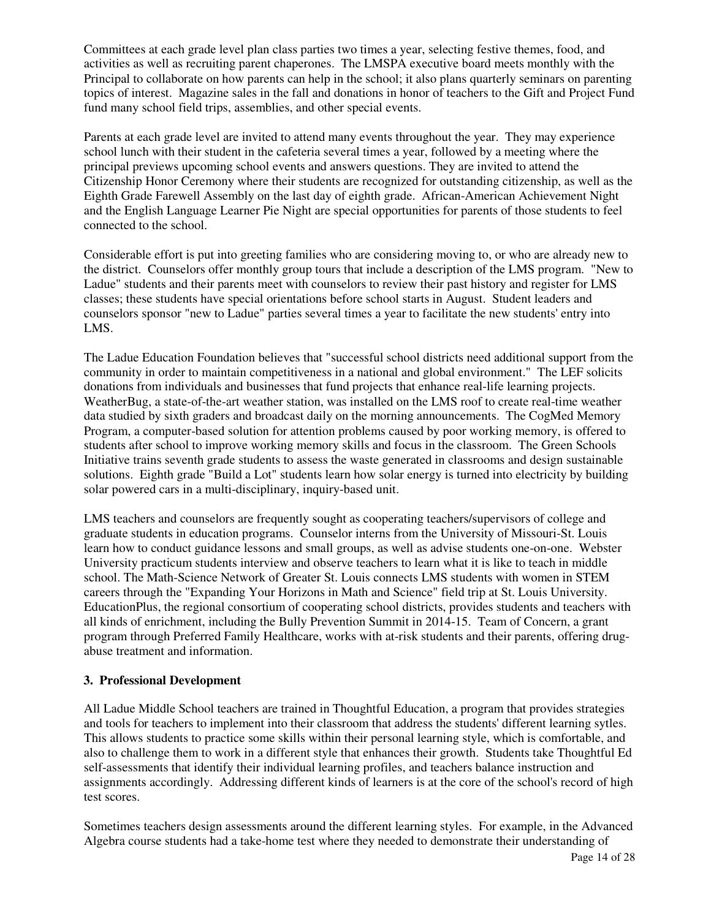Committees at each grade level plan class parties two times a year, selecting festive themes, food, and activities as well as recruiting parent chaperones. The LMSPA executive board meets monthly with the Principal to collaborate on how parents can help in the school; it also plans quarterly seminars on parenting topics of interest. Magazine sales in the fall and donations in honor of teachers to the Gift and Project Fund fund many school field trips, assemblies, and other special events.

Parents at each grade level are invited to attend many events throughout the year. They may experience school lunch with their student in the cafeteria several times a year, followed by a meeting where the principal previews upcoming school events and answers questions. They are invited to attend the Citizenship Honor Ceremony where their students are recognized for outstanding citizenship, as well as the Eighth Grade Farewell Assembly on the last day of eighth grade. African-American Achievement Night and the English Language Learner Pie Night are special opportunities for parents of those students to feel connected to the school.

Considerable effort is put into greeting families who are considering moving to, or who are already new to the district. Counselors offer monthly group tours that include a description of the LMS program. "New to Ladue" students and their parents meet with counselors to review their past history and register for LMS classes; these students have special orientations before school starts in August. Student leaders and counselors sponsor "new to Ladue" parties several times a year to facilitate the new students' entry into LMS.

The Ladue Education Foundation believes that "successful school districts need additional support from the community in order to maintain competitiveness in a national and global environment." The LEF solicits donations from individuals and businesses that fund projects that enhance real-life learning projects. WeatherBug, a state-of-the-art weather station, was installed on the LMS roof to create real-time weather data studied by sixth graders and broadcast daily on the morning announcements. The CogMed Memory Program, a computer-based solution for attention problems caused by poor working memory, is offered to students after school to improve working memory skills and focus in the classroom. The Green Schools Initiative trains seventh grade students to assess the waste generated in classrooms and design sustainable solutions. Eighth grade "Build a Lot" students learn how solar energy is turned into electricity by building solar powered cars in a multi-disciplinary, inquiry-based unit.

LMS teachers and counselors are frequently sought as cooperating teachers/supervisors of college and graduate students in education programs. Counselor interns from the University of Missouri-St. Louis learn how to conduct guidance lessons and small groups, as well as advise students one-on-one. Webster University practicum students interview and observe teachers to learn what it is like to teach in middle school. The Math-Science Network of Greater St. Louis connects LMS students with women in STEM careers through the "Expanding Your Horizons in Math and Science" field trip at St. Louis University. EducationPlus, the regional consortium of cooperating school districts, provides students and teachers with all kinds of enrichment, including the Bully Prevention Summit in 2014-15. Team of Concern, a grant program through Preferred Family Healthcare, works with at-risk students and their parents, offering drug-abuse treatment and information.

**3. Professional Development**

All Ladue Middle School teachers are trained in Thoughtful Education, a program that provides strategies and tools for teachers to implement into their classroom that address the students' different learning sytles. This allows students to practice some skills within their personal learning style, which is comfortable, and also to challenge them to work in a different style that enhances their growth. Students take Thoughtful Ed self-assessments that identify their individual learning profiles, and teachers balance instruction and assignments accordingly. Addressing different kinds of learners is at the core of the school's record of high test scores.

Sometimes teachers design assessments around the different learning styles. For example, in the Advanced Algebra course students had a take-home test where they needed to demonstrate their understanding of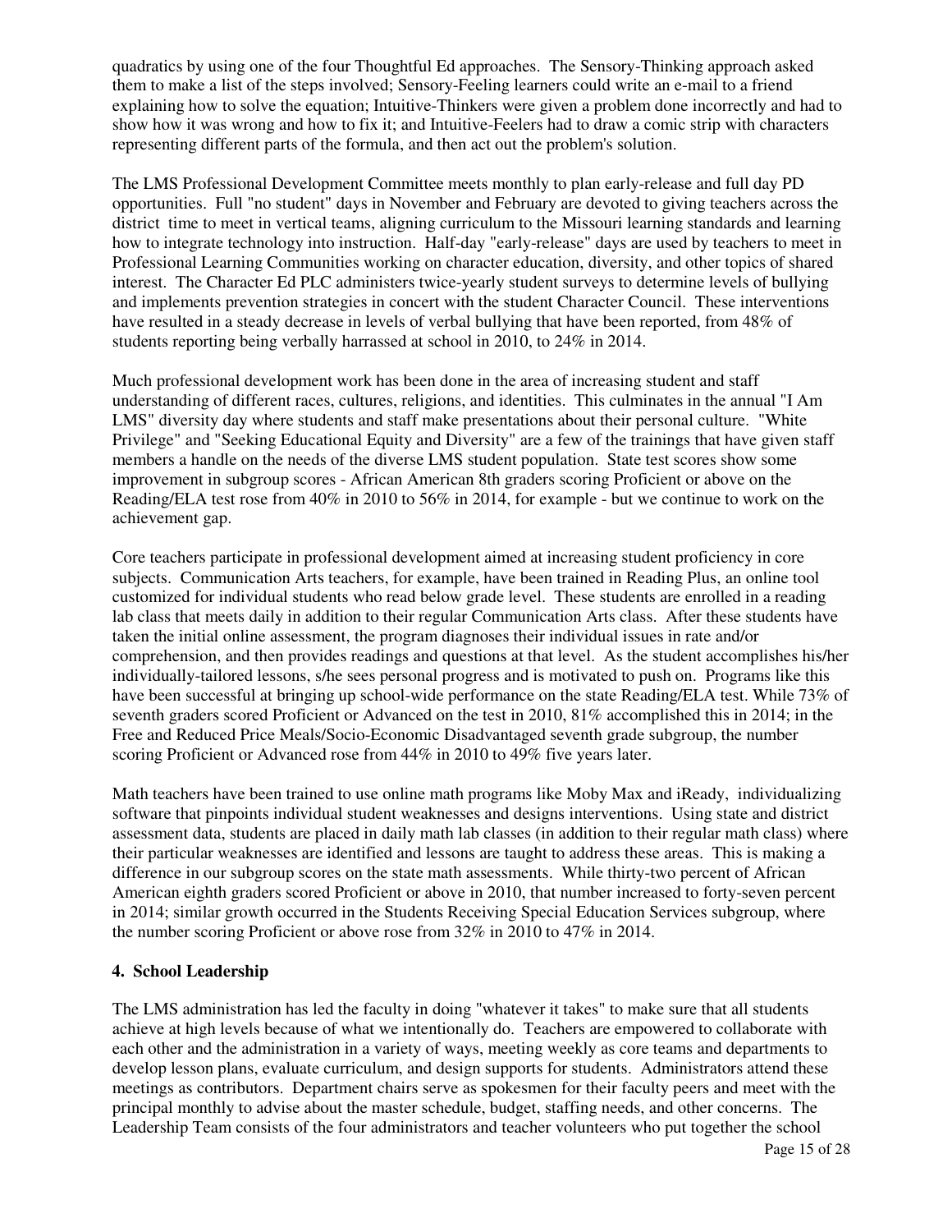quadratics by using one of the four Thoughtful Ed approaches. The Sensory-Thinking approach asked them to make a list of the steps involved; Sensory-Feeling learners could write an e-mail to a friend explaining how to solve the equation; Intuitive-Thinkers were given a problem done incorrectly and had to show how it was wrong and how to fix it; and Intuitive-Feelers had to draw a comic strip with characters representing different parts of the formula, and then act out the problem's solution.

The LMS Professional Development Committee meets monthly to plan early-release and full day PD opportunities. Full "no student" days in November and February are devoted to giving teachers across the district time to meet in vertical teams, aligning curriculum to the Missouri learning standards and learning how to integrate technology into instruction. Half-day "early-release" days are used by teachers to meet in Professional Learning Communities working on character education, diversity, and other topics of shared interest. The Character Ed PLC administers twice-yearly student surveys to determine levels of bullying and implements prevention strategies in concert with the student Character Council. These interventions have resulted in a steady decrease in levels of verbal bullying that have been reported, from 48% of students reporting being verbally harrassed at school in 2010, to 24% in 2014.

Much professional development work has been done in the area of increasing student and staff understanding of different races, cultures, religions, and identities. This culminates in the annual "I Am LMS" diversity day where students and staff make presentations about their personal culture. "White Privilege" and "Seeking Educational Equity and Diversity" are a few of the trainings that have given staff members a handle on the needs of the diverse LMS student population. State test scores show some improvement in subgroup scores - African American 8th graders scoring Proficient or above on the Reading/ELA test rose from 40% in 2010 to 56% in 2014, for example - but we continue to work on the achievement gap.

Core teachers participate in professional development aimed at increasing student proficiency in core subjects. Communication Arts teachers, for example, have been trained in Reading Plus, an online tool customized for individual students who read below grade level. These students are enrolled in a reading lab class that meets daily in addition to their regular Communication Arts class. After these students have taken the initial online assessment, the program diagnoses their individual issues in rate and/or comprehension, and then provides readings and questions at that level. As the student accomplishes his/her individually-tailored lessons, s/he sees personal progress and is motivated to push on. Programs like this have been successful at bringing up school-wide performance on the state Reading/ELA test. While 73% of seventh graders scored Proficient or Advanced on the test in 2010, 81% accomplished this in 2014; in the Free and Reduced Price Meals/Socio-Economic Disadvantaged seventh grade subgroup, the number scoring Proficient or Advanced rose from 44% in 2010 to 49% five years later.

Math teachers have been trained to use online math programs like Moby Max and iReady, individualizing software that pinpoints individual student weaknesses and designs interventions. Using state and district assessment data, students are placed in daily math lab classes (in addition to their regular math class) where their particular weaknesses are identified and lessons are taught to address these areas. This is making a difference in our subgroup scores on the state math assessments. While thirty-two percent of African American eighth graders scored Proficient or above in 2010, that number increased to forty-seven percent in 2014; similar growth occurred in the Students Receiving Special Education Services subgroup, where the number scoring Proficient or above rose from 32% in 2010 to 47% in 2014.

**4. School Leadership**

The LMS administration has led the faculty in doing "whatever it takes" to make sure that all students achieve at high levels because of what we intentionally do. Teachers are empowered to collaborate with each other and the administration in a variety of ways, meeting weekly as core teams and departments to develop lesson plans, evaluate curriculum, and design supports for students. Administrators attend these meetings as contributors. Department chairs serve as spokesmen for their faculty peers and meet with the principal monthly to advise about the master schedule, budget, staffing needs, and other concerns. The Leadership Team consists of the four administrators and teacher volunteers who put together the school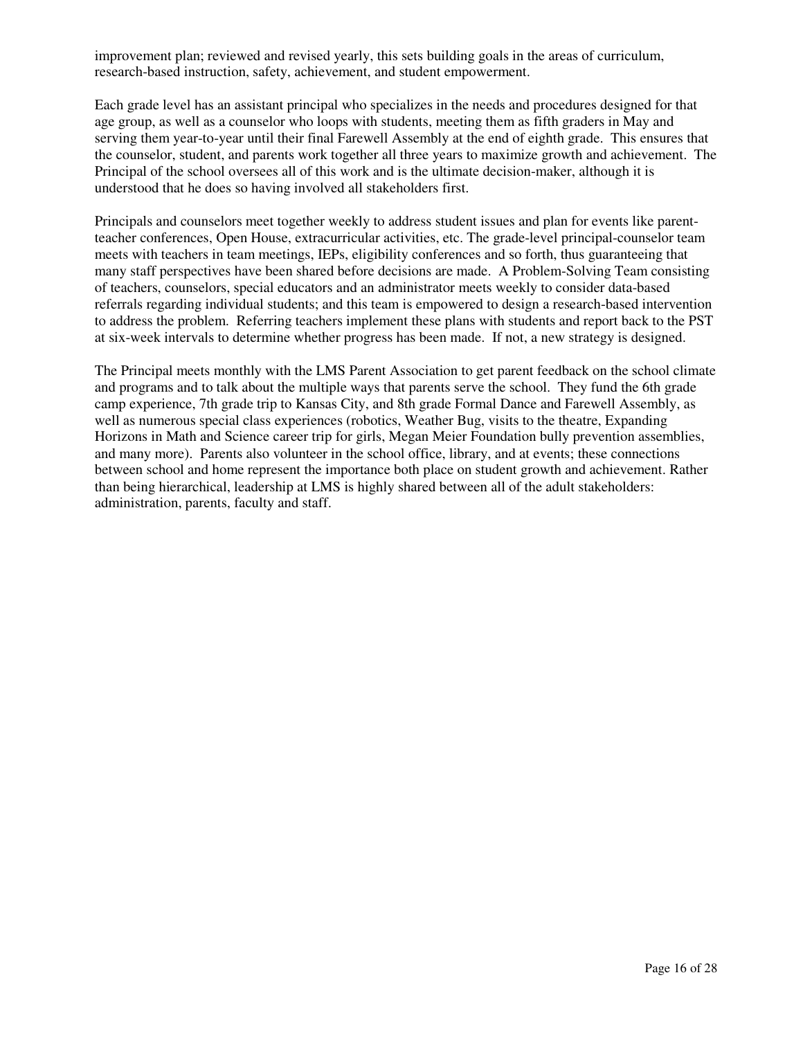improvement plan; reviewed and revised yearly, this sets building goals in the areas of curriculum, research-based instruction, safety, achievement, and student empowerment.

Each grade level has an assistant principal who specializes in the needs and procedures designed for that age group, as well as a counselor who loops with students, meeting them as fifth graders in May and serving them year-to-year until their final Farewell Assembly at the end of eighth grade. This ensures that the counselor, student, and parents work together all three years to maximize growth and achievement. The Principal of the school oversees all of this work and is the ultimate decision-maker, although it is understood that he does so having involved all stakeholders first.

Principals and counselors meet together weekly to address student issues and plan for events like parent-teacher conferences, Open House, extracurricular activities, etc. The grade-level principal-counselor team meets with teachers in team meetings, IEPs, eligibility conferences and so forth, thus guaranteeing that many staff perspectives have been shared before decisions are made. A Problem-Solving Team consisting of teachers, counselors, special educators and an administrator meets weekly to consider data-based referrals regarding individual students; and this team is empowered to design a research-based intervention to address the problem. Referring teachers implement these plans with students and report back to the PST at six-week intervals to determine whether progress has been made. If not, a new strategy is designed.

The Principal meets monthly with the LMS Parent Association to get parent feedback on the school climate and programs and to talk about the multiple ways that parents serve the school. They fund the 6th grade camp experience, 7th grade trip to Kansas City, and 8th grade Formal Dance and Farewell Assembly, as well as numerous special class experiences (robotics, Weather Bug, visits to the theatre, Expanding Horizons in Math and Science career trip for girls, Megan Meier Foundation bully prevention assemblies, and many more). Parents also volunteer in the school office, library, and at events; these connections between school and home represent the importance both place on student growth and achievement. Rather than being hierarchical, leadership at LMS is highly shared between all of the adult stakeholders: administration, parents, faculty and staff.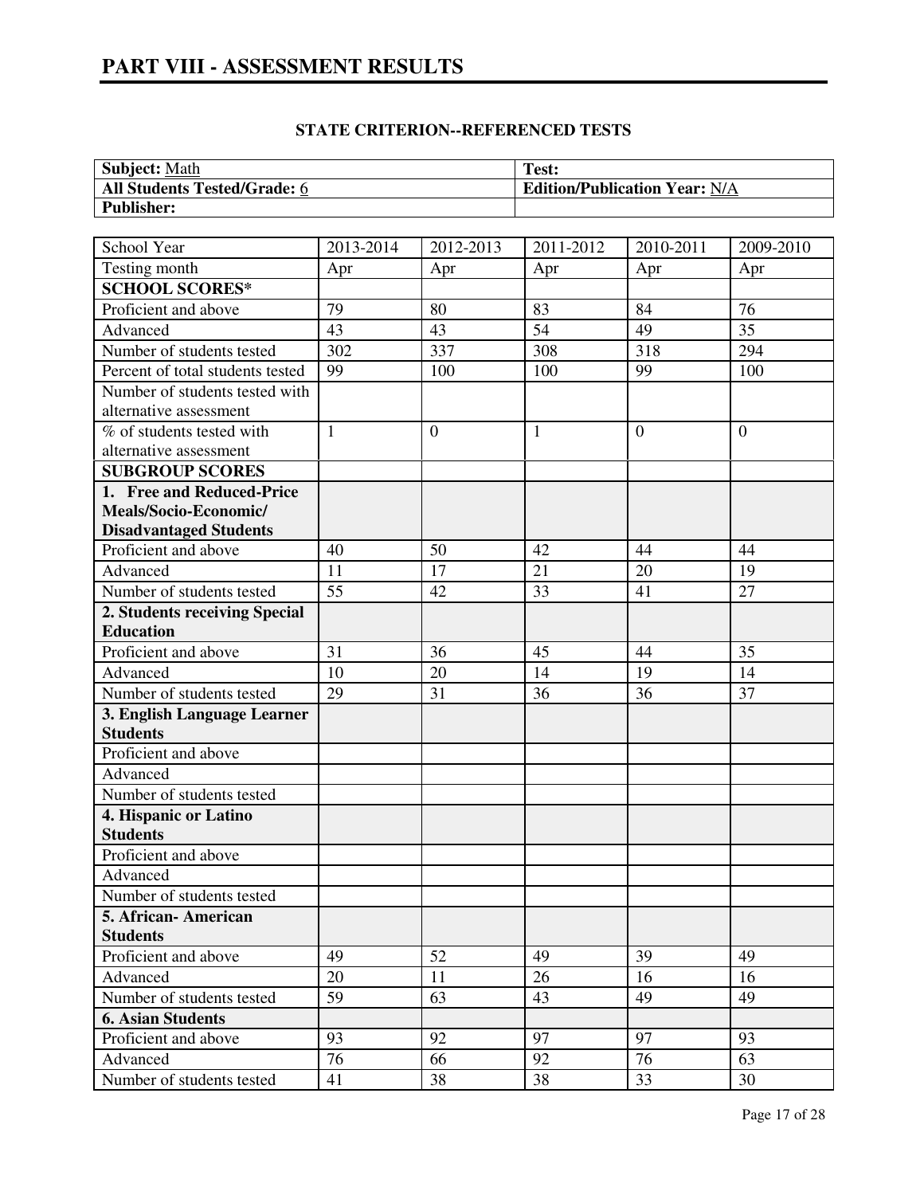# PART VIII - ASSESSMENT RESULTS

**STATE CRITERION--REFERENCED TESTS**

| **Subject:** Math | **Test:** |
|---|---|
| **All Students Tested/Grade:** 6 | **Edition/Publication Year:** N/A |
| **Publisher:** | |

| School Year | 2013-2014 | 2012-2013 | 2011-2012 | 2010-2011 | 2009-2010 |
|---|---|---|---|---|---|
| Testing month | Apr | Apr | Apr | Apr | Apr |
| **SCHOOL SCORES*** | | | | | |
| Proficient and above | 79 | 80 | 83 | 84 | 76 |
| Advanced | 43 | 43 | 54 | 49 | 35 |
| Number of students tested | 302 | 337 | 308 | 318 | 294 |
| Percent of total students tested | 99 | 100 | 100 | 99 | 100 |
| Number of students tested with alternative assessment | | | | | |
| % of students tested with alternative assessment | 1 | 0 | 1 | 0 | 0 |
| **SUBGROUP SCORES** | | | | | |
| **1. Free and Reduced-Price Meals/Socio-Economic/ Disadvantaged Students** | | | | | |
| Proficient and above | 40 | 50 | 42 | 44 | 44 |
| Advanced | 11 | 17 | 21 | 20 | 19 |
| Number of students tested | 55 | 42 | 33 | 41 | 27 |
| **2. Students receiving Special Education** | | | | | |
| Proficient and above | 31 | 36 | 45 | 44 | 35 |
| Advanced | 10 | 20 | 14 | 19 | 14 |
| Number of students tested | 29 | 31 | 36 | 36 | 37 |
| **3. English Language Learner Students** | | | | | |
| Proficient and above | | | | | |
| Advanced | | | | | |
| Number of students tested | | | | | |
| **4. Hispanic or Latino Students** | | | | | |
| Proficient and above | | | | | |
| Advanced | | | | | |
| Number of students tested | | | | | |
| **5. African- American Students** | | | | | |
| Proficient and above | 49 | 52 | 49 | 39 | 49 |
| Advanced | 20 | 11 | 26 | 16 | 16 |
| Number of students tested | 59 | 63 | 43 | 49 | 49 |
| **6. Asian Students** | | | | | |
| Proficient and above | 93 | 92 | 97 | 97 | 93 |
| Advanced | 76 | 66 | 92 | 76 | 63 |
| Number of students tested | 41 | 38 | 38 | 33 | 30 |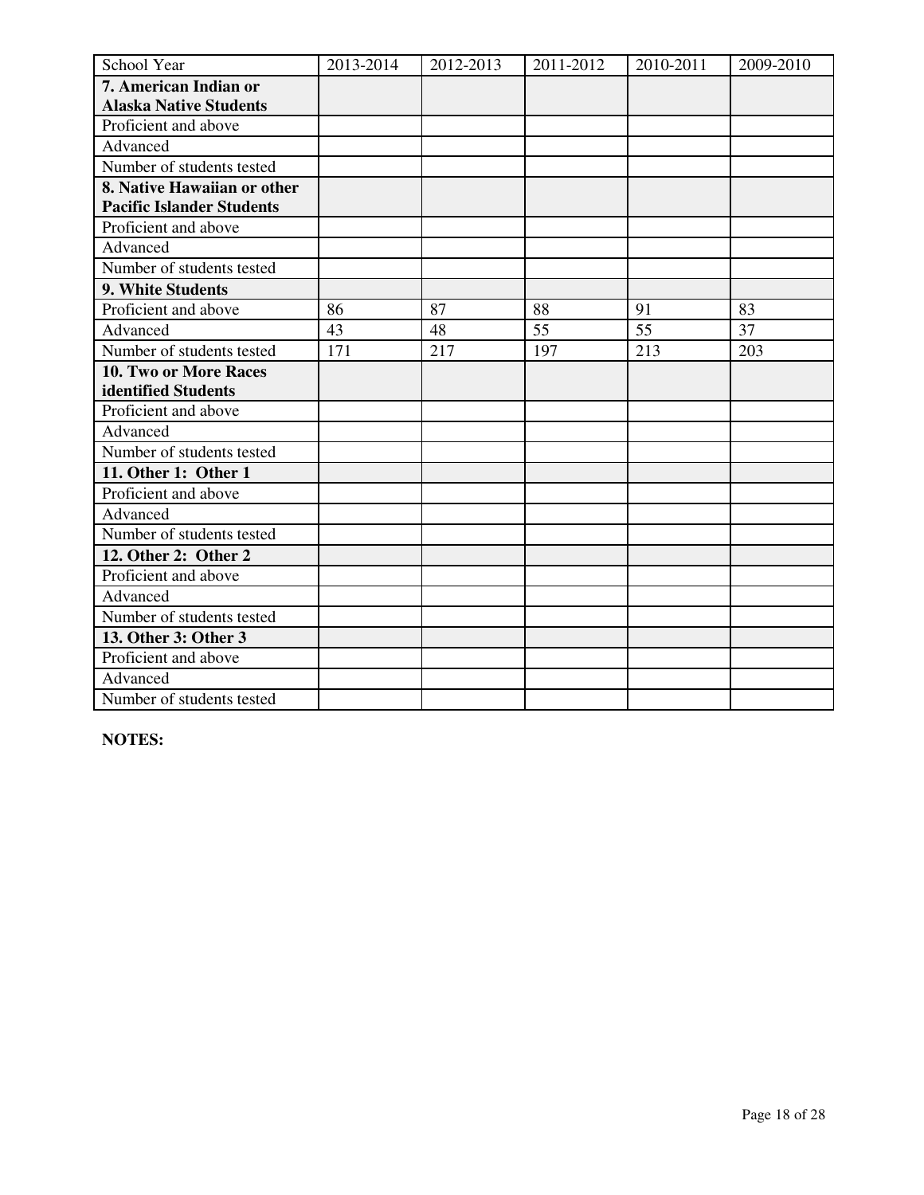| School Year | 2013-2014 | 2012-2013 | 2011-2012 | 2010-2011 | 2009-2010 |
|---|---|---|---|---|---|
| **7. American Indian or Alaska Native Students** | | | | | |
| Proficient and above | | | | | |
| Advanced | | | | | |
| Number of students tested | | | | | |
| **8. Native Hawaiian or other Pacific Islander Students** | | | | | |
| Proficient and above | | | | | |
| Advanced | | | | | |
| Number of students tested | | | | | |
| **9. White Students** | | | | | |
| Proficient and above | 86 | 87 | 88 | 91 | 83 |
| Advanced | 43 | 48 | 55 | 55 | 37 |
| Number of students tested | 171 | 217 | 197 | 213 | 203 |
| **10. Two or More Races identified Students** | | | | | |
| Proficient and above | | | | | |
| Advanced | | | | | |
| Number of students tested | | | | | |
| **11. Other 1: Other 1** | | | | | |
| Proficient and above | | | | | |
| Advanced | | | | | |
| Number of students tested | | | | | |
| **12. Other 2: Other 2** | | | | | |
| Proficient and above | | | | | |
| Advanced | | | | | |
| Number of students tested | | | | | |
| **13. Other 3: Other 3** | | | | | |
| Proficient and above | | | | | |
| Advanced | | | | | |
| Number of students tested | | | | | |

**NOTES:**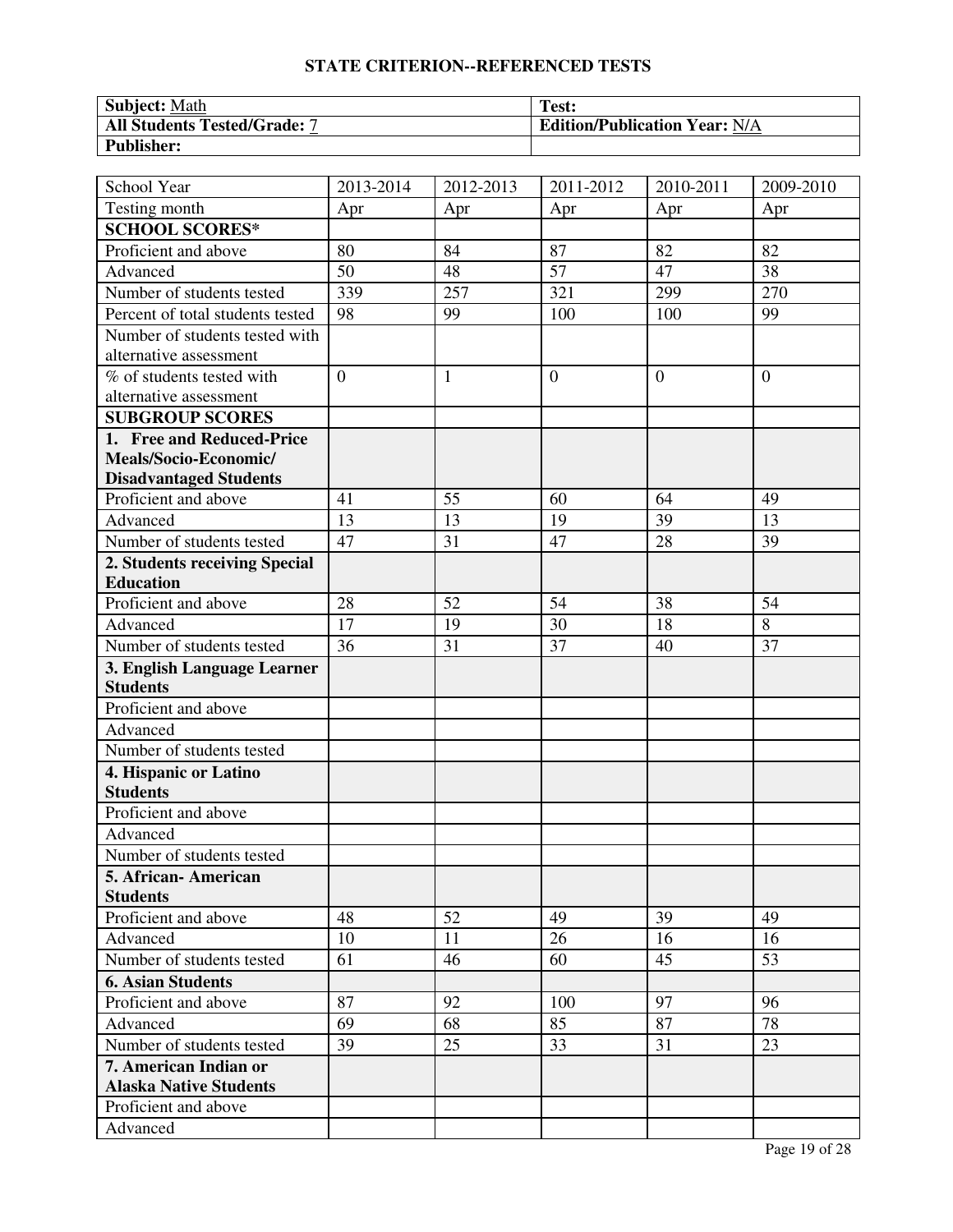## STATE CRITERION--REFERENCED TESTS

| **Subject:** Math | **Test:** |
|---|---|
| **All Students Tested/Grade:** 7 | **Edition/Publication Year:** N/A |
| **Publisher:** | |

| School Year | 2013-2014 | 2012-2013 | 2011-2012 | 2010-2011 | 2009-2010 |
|---|---|---|---|---|---|
| Testing month | Apr | Apr | Apr | Apr | Apr |
| **SCHOOL SCORES*** | | | | | |
| Proficient and above | 80 | 84 | 87 | 82 | 82 |
| Advanced | 50 | 48 | 57 | 47 | 38 |
| Number of students tested | 339 | 257 | 321 | 299 | 270 |
| Percent of total students tested | 98 | 99 | 100 | 100 | 99 |
| Number of students tested with alternative assessment | | | | | |
| % of students tested with alternative assessment | 0 | 1 | 0 | 0 | 0 |
| **SUBGROUP SCORES** | | | | | |
| **1. Free and Reduced-Price Meals/Socio-Economic/ Disadvantaged Students** | | | | | |
| Proficient and above | 41 | 55 | 60 | 64 | 49 |
| Advanced | 13 | 13 | 19 | 39 | 13 |
| Number of students tested | 47 | 31 | 47 | 28 | 39 |
| **2. Students receiving Special Education** | | | | | |
| Proficient and above | 28 | 52 | 54 | 38 | 54 |
| Advanced | 17 | 19 | 30 | 18 | 8 |
| Number of students tested | 36 | 31 | 37 | 40 | 37 |
| **3. English Language Learner Students** | | | | | |
| Proficient and above | | | | | |
| Advanced | | | | | |
| Number of students tested | | | | | |
| **4. Hispanic or Latino Students** | | | | | |
| Proficient and above | | | | | |
| Advanced | | | | | |
| Number of students tested | | | | | |
| **5. African- American Students** | | | | | |
| Proficient and above | 48 | 52 | 49 | 39 | 49 |
| Advanced | 10 | 11 | 26 | 16 | 16 |
| Number of students tested | 61 | 46 | 60 | 45 | 53 |
| **6. Asian Students** | | | | | |
| Proficient and above | 87 | 92 | 100 | 97 | 96 |
| Advanced | 69 | 68 | 85 | 87 | 78 |
| Number of students tested | 39 | 25 | 33 | 31 | 23 |
| **7. American Indian or Alaska Native Students** | | | | | |
| Proficient and above | | | | | |
| Advanced | | | | | |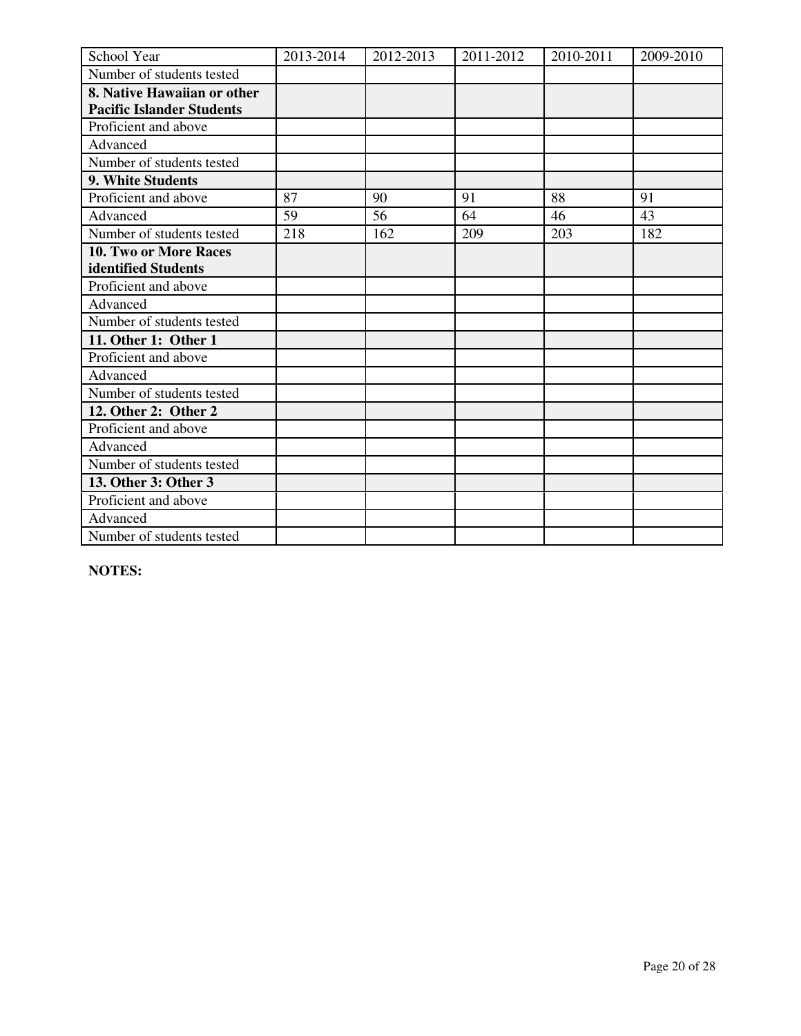| School Year | 2013-2014 | 2012-2013 | 2011-2012 | 2010-2011 | 2009-2010 |
|---|---|---|---|---|---|
| Number of students tested | | | | | |
| **8. Native Hawaiian or other Pacific Islander Students** | | | | | |
| Proficient and above | | | | | |
| Advanced | | | | | |
| Number of students tested | | | | | |
| **9. White Students** | | | | | |
| Proficient and above | 87 | 90 | 91 | 88 | 91 |
| Advanced | 59 | 56 | 64 | 46 | 43 |
| Number of students tested | 218 | 162 | 209 | 203 | 182 |
| **10. Two or More Races identified Students** | | | | | |
| Proficient and above | | | | | |
| Advanced | | | | | |
| Number of students tested | | | | | |
| **11. Other 1: Other 1** | | | | | |
| Proficient and above | | | | | |
| Advanced | | | | | |
| Number of students tested | | | | | |
| **12. Other 2: Other 2** | | | | | |
| Proficient and above | | | | | |
| Advanced | | | | | |
| Number of students tested | | | | | |
| **13. Other 3: Other 3** | | | | | |
| Proficient and above | | | | | |
| Advanced | | | | | |
| Number of students tested | | | | | |

**NOTES:**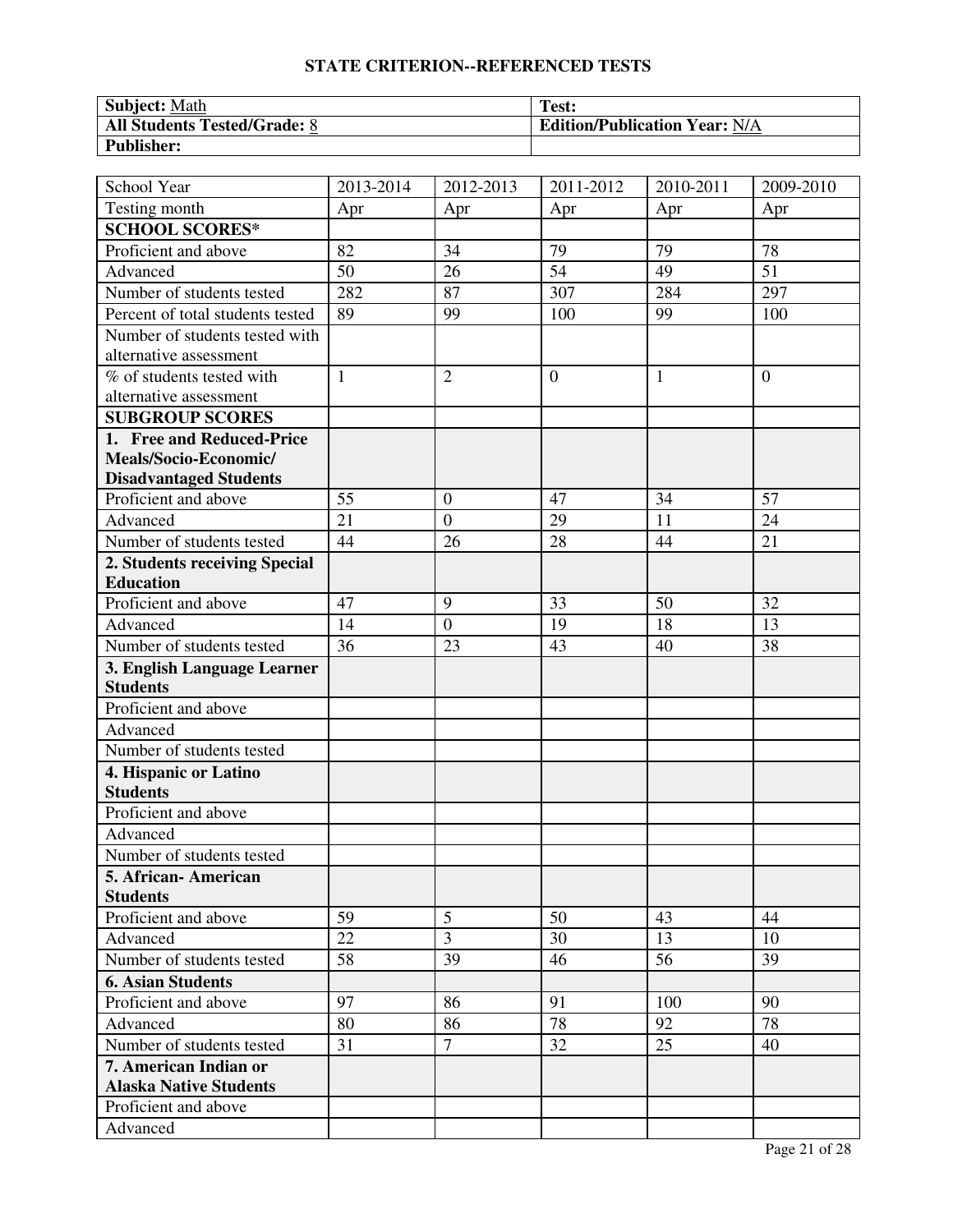## STATE CRITERION--REFERENCED TESTS

| **Subject:** Math | **Test:** |
|---|---|
| **All Students Tested/Grade:** 8 | **Edition/Publication Year:** N/A |
| **Publisher:** | |

| School Year | 2013-2014 | 2012-2013 | 2011-2012 | 2010-2011 | 2009-2010 |
|---|---|---|---|---|---|
| Testing month | Apr | Apr | Apr | Apr | Apr |
| **SCHOOL SCORES*** | | | | | |
| Proficient and above | 82 | 34 | 79 | 79 | 78 |
| Advanced | 50 | 26 | 54 | 49 | 51 |
| Number of students tested | 282 | 87 | 307 | 284 | 297 |
| Percent of total students tested | 89 | 99 | 100 | 99 | 100 |
| Number of students tested with alternative assessment | | | | | |
| % of students tested with alternative assessment | 1 | 2 | 0 | 1 | 0 |
| **SUBGROUP SCORES** | | | | | |
| **1. Free and Reduced-Price Meals/Socio-Economic/ Disadvantaged Students** | | | | | |
| Proficient and above | 55 | 0 | 47 | 34 | 57 |
| Advanced | 21 | 0 | 29 | 11 | 24 |
| Number of students tested | 44 | 26 | 28 | 44 | 21 |
| **2. Students receiving Special Education** | | | | | |
| Proficient and above | 47 | 9 | 33 | 50 | 32 |
| Advanced | 14 | 0 | 19 | 18 | 13 |
| Number of students tested | 36 | 23 | 43 | 40 | 38 |
| **3. English Language Learner Students** | | | | | |
| Proficient and above | | | | | |
| Advanced | | | | | |
| Number of students tested | | | | | |
| **4. Hispanic or Latino Students** | | | | | |
| Proficient and above | | | | | |
| Advanced | | | | | |
| Number of students tested | | | | | |
| **5. African- American Students** | | | | | |
| Proficient and above | 59 | 5 | 50 | 43 | 44 |
| Advanced | 22 | 3 | 30 | 13 | 10 |
| Number of students tested | 58 | 39 | 46 | 56 | 39 |
| **6. Asian Students** | | | | | |
| Proficient and above | 97 | 86 | 91 | 100 | 90 |
| Advanced | 80 | 86 | 78 | 92 | 78 |
| Number of students tested | 31 | 7 | 32 | 25 | 40 |
| **7. American Indian or Alaska Native Students** | | | | | |
| Proficient and above | | | | | |
| Advanced | | | | | |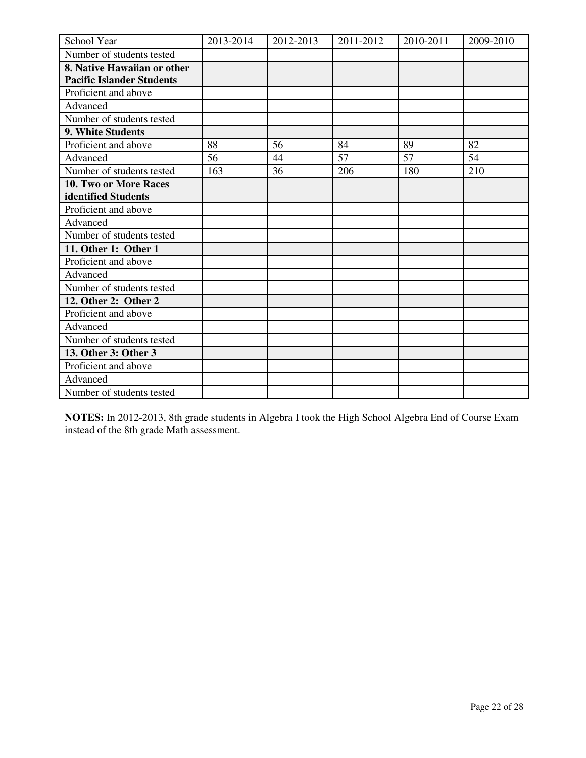| School Year | 2013-2014 | 2012-2013 | 2011-2012 | 2010-2011 | 2009-2010 |
|---|---|---|---|---|---|
| Number of students tested | | | | | |
| **8. Native Hawaiian or other Pacific Islander Students** | | | | | |
| Proficient and above | | | | | |
| Advanced | | | | | |
| Number of students tested | | | | | |
| **9. White Students** | | | | | |
| Proficient and above | 88 | 56 | 84 | 89 | 82 |
| Advanced | 56 | 44 | 57 | 57 | 54 |
| Number of students tested | 163 | 36 | 206 | 180 | 210 |
| **10. Two or More Races identified Students** | | | | | |
| Proficient and above | | | | | |
| Advanced | | | | | |
| Number of students tested | | | | | |
| **11. Other 1: Other 1** | | | | | |
| Proficient and above | | | | | |
| Advanced | | | | | |
| Number of students tested | | | | | |
| **12. Other 2: Other 2** | | | | | |
| Proficient and above | | | | | |
| Advanced | | | | | |
| Number of students tested | | | | | |
| **13. Other 3: Other 3** | | | | | |
| Proficient and above | | | | | |
| Advanced | | | | | |
| Number of students tested | | | | | |

**NOTES:** In 2012-2013, 8th grade students in Algebra I took the High School Algebra End of Course Exam instead of the 8th grade Math assessment.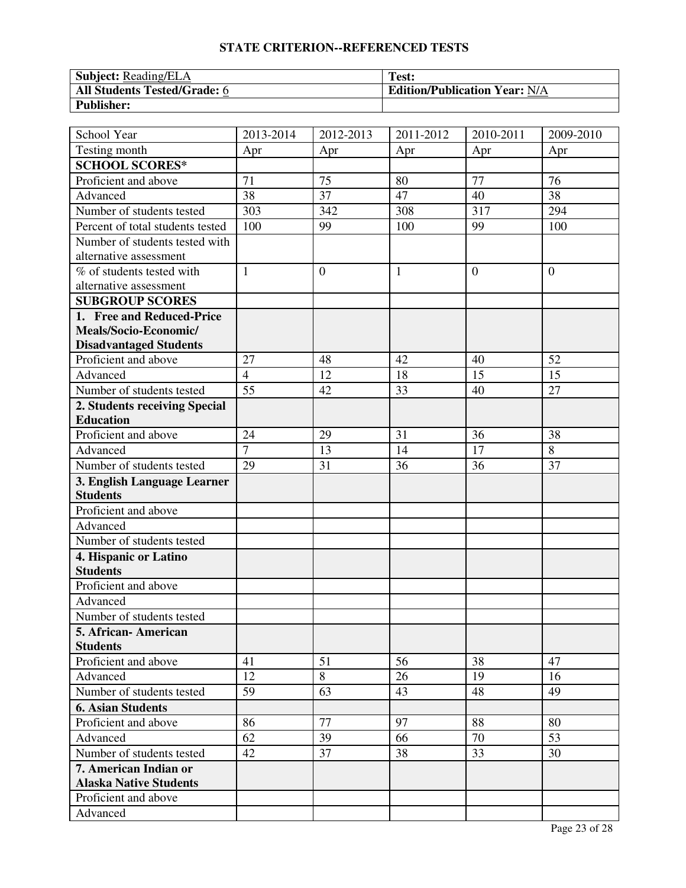## STATE CRITERION--REFERENCED TESTS

| **Subject:** Reading/ELA | **Test:** |
|---|---|
| **All Students Tested/Grade:** 6 | **Edition/Publication Year:** N/A |
| **Publisher:** | |

| School Year | 2013-2014 | 2012-2013 | 2011-2012 | 2010-2011 | 2009-2010 |
|---|---|---|---|---|---|
| Testing month | Apr | Apr | Apr | Apr | Apr |
| **SCHOOL SCORES*** | | | | | |
| Proficient and above | 71 | 75 | 80 | 77 | 76 |
| Advanced | 38 | 37 | 47 | 40 | 38 |
| Number of students tested | 303 | 342 | 308 | 317 | 294 |
| Percent of total students tested | 100 | 99 | 100 | 99 | 100 |
| Number of students tested with alternative assessment | | | | | |
| % of students tested with alternative assessment | 1 | 0 | 1 | 0 | 0 |
| **SUBGROUP SCORES** | | | | | |
| **1. Free and Reduced-Price Meals/Socio-Economic/ Disadvantaged Students** | | | | | |
| Proficient and above | 27 | 48 | 42 | 40 | 52 |
| Advanced | 4 | 12 | 18 | 15 | 15 |
| Number of students tested | 55 | 42 | 33 | 40 | 27 |
| **2. Students receiving Special Education** | | | | | |
| Proficient and above | 24 | 29 | 31 | 36 | 38 |
| Advanced | 7 | 13 | 14 | 17 | 8 |
| Number of students tested | 29 | 31 | 36 | 36 | 37 |
| **3. English Language Learner Students** | | | | | |
| Proficient and above | | | | | |
| Advanced | | | | | |
| Number of students tested | | | | | |
| **4. Hispanic or Latino Students** | | | | | |
| Proficient and above | | | | | |
| Advanced | | | | | |
| Number of students tested | | | | | |
| **5. African- American Students** | | | | | |
| Proficient and above | 41 | 51 | 56 | 38 | 47 |
| Advanced | 12 | 8 | 26 | 19 | 16 |
| Number of students tested | 59 | 63 | 43 | 48 | 49 |
| **6. Asian Students** | | | | | |
| Proficient and above | 86 | 77 | 97 | 88 | 80 |
| Advanced | 62 | 39 | 66 | 70 | 53 |
| Number of students tested | 42 | 37 | 38 | 33 | 30 |
| **7. American Indian or Alaska Native Students** | | | | | |
| Proficient and above | | | | | |
| Advanced | | | | | |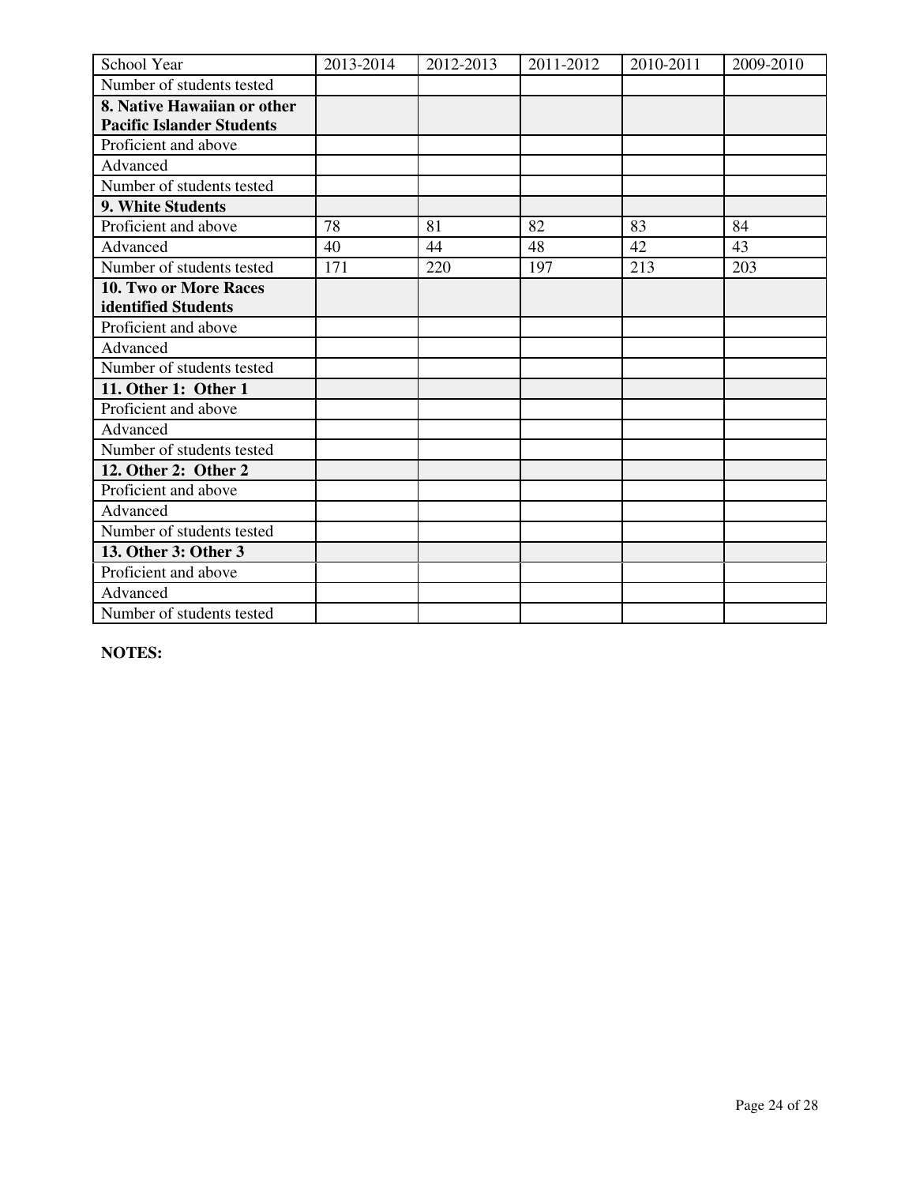| School Year | 2013-2014 | 2012-2013 | 2011-2012 | 2010-2011 | 2009-2010 |
| --- | --- | --- | --- | --- | --- |
| Number of students tested | | | | | |
| **8. Native Hawaiian or other Pacific Islander Students** | | | | | |
| Proficient and above | | | | | |
| Advanced | | | | | |
| Number of students tested | | | | | |
| **9. White Students** | | | | | |
| Proficient and above | 78 | 81 | 82 | 83 | 84 |
| Advanced | 40 | 44 | 48 | 42 | 43 |
| Number of students tested | 171 | 220 | 197 | 213 | 203 |
| **10. Two or More Races identified Students** | | | | | |
| Proficient and above | | | | | |
| Advanced | | | | | |
| Number of students tested | | | | | |
| **11. Other 1: Other 1** | | | | | |
| Proficient and above | | | | | |
| Advanced | | | | | |
| Number of students tested | | | | | |
| **12. Other 2: Other 2** | | | | | |
| Proficient and above | | | | | |
| Advanced | | | | | |
| Number of students tested | | | | | |
| **13. Other 3: Other 3** | | | | | |
| Proficient and above | | | | | |
| Advanced | | | | | |
| Number of students tested | | | | | |

**NOTES:**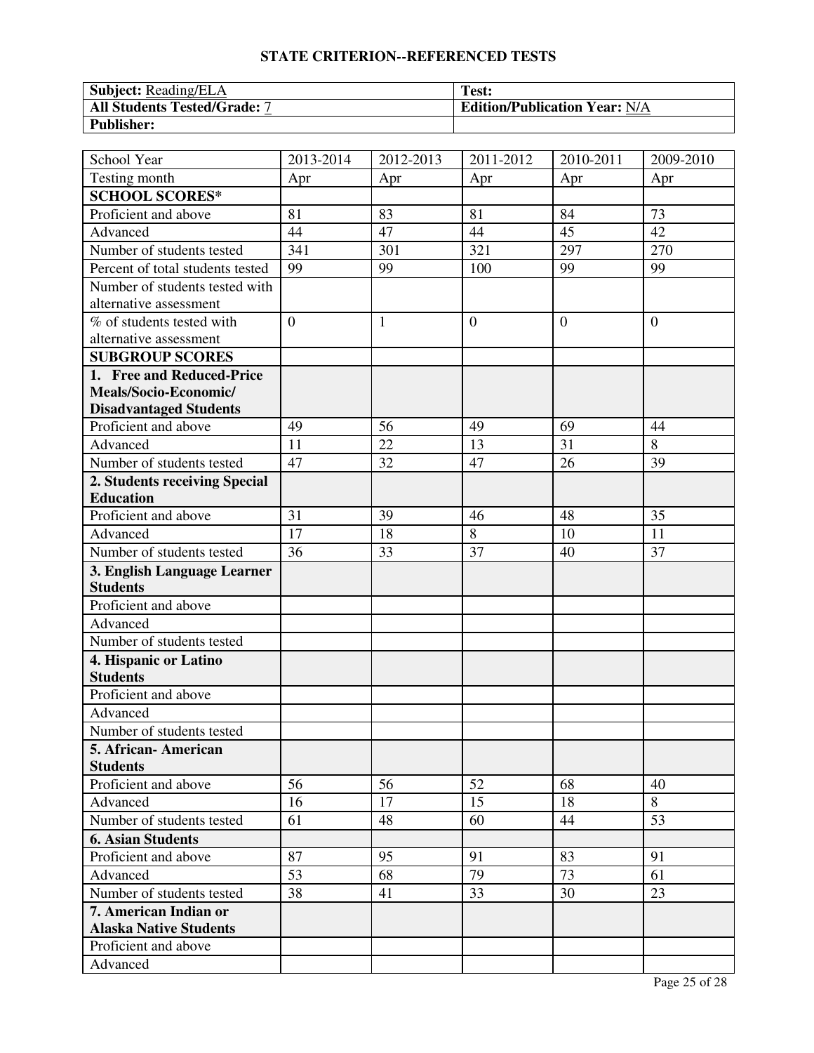## STATE CRITERION--REFERENCED TESTS

| **Subject:** Reading/ELA | **Test:** |
|---|---|
| **All Students Tested/Grade:** 7 | **Edition/Publication Year:** N/A |
| **Publisher:** | |

| School Year | 2013-2014 | 2012-2013 | 2011-2012 | 2010-2011 | 2009-2010 |
|---|---|---|---|---|---|
| Testing month | Apr | Apr | Apr | Apr | Apr |
| **SCHOOL SCORES*** | | | | | |
| Proficient and above | 81 | 83 | 81 | 84 | 73 |
| Advanced | 44 | 47 | 44 | 45 | 42 |
| Number of students tested | 341 | 301 | 321 | 297 | 270 |
| Percent of total students tested | 99 | 99 | 100 | 99 | 99 |
| Number of students tested with alternative assessment | | | | | |
| % of students tested with alternative assessment | 0 | 1 | 0 | 0 | 0 |
| **SUBGROUP SCORES** | | | | | |
| **1. Free and Reduced-Price Meals/Socio-Economic/ Disadvantaged Students** | | | | | |
| Proficient and above | 49 | 56 | 49 | 69 | 44 |
| Advanced | 11 | 22 | 13 | 31 | 8 |
| Number of students tested | 47 | 32 | 47 | 26 | 39 |
| **2. Students receiving Special Education** | | | | | |
| Proficient and above | 31 | 39 | 46 | 48 | 35 |
| Advanced | 17 | 18 | 8 | 10 | 11 |
| Number of students tested | 36 | 33 | 37 | 40 | 37 |
| **3. English Language Learner Students** | | | | | |
| Proficient and above | | | | | |
| Advanced | | | | | |
| Number of students tested | | | | | |
| **4. Hispanic or Latino Students** | | | | | |
| Proficient and above | | | | | |
| Advanced | | | | | |
| Number of students tested | | | | | |
| **5. African- American Students** | | | | | |
| Proficient and above | 56 | 56 | 52 | 68 | 40 |
| Advanced | 16 | 17 | 15 | 18 | 8 |
| Number of students tested | 61 | 48 | 60 | 44 | 53 |
| **6. Asian Students** | | | | | |
| Proficient and above | 87 | 95 | 91 | 83 | 91 |
| Advanced | 53 | 68 | 79 | 73 | 61 |
| Number of students tested | 38 | 41 | 33 | 30 | 23 |
| **7. American Indian or Alaska Native Students** | | | | | |
| Proficient and above | | | | | |
| Advanced | | | | | |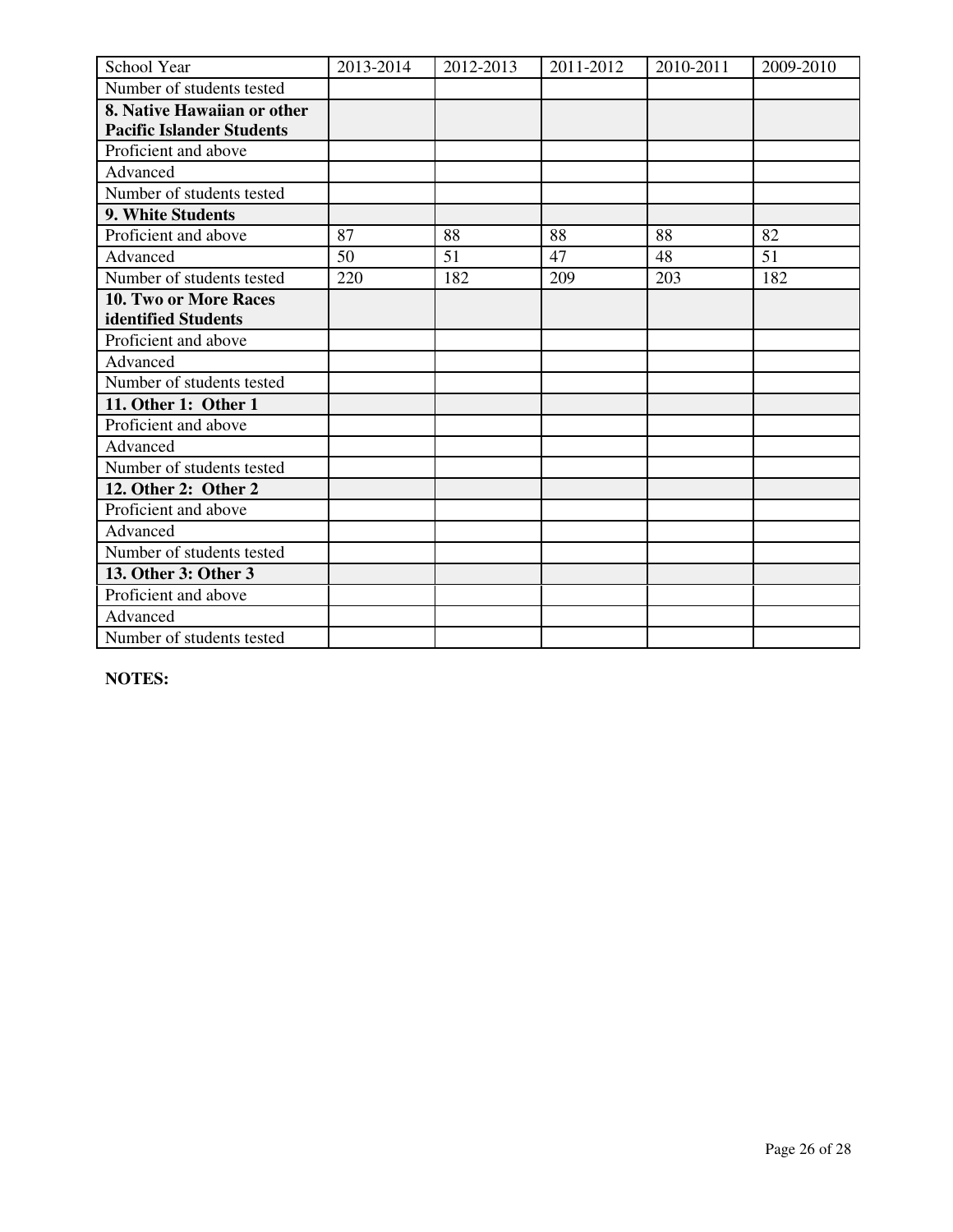| School Year | 2013-2014 | 2012-2013 | 2011-2012 | 2010-2011 | 2009-2010 |
|---|---|---|---|---|---|
| Number of students tested | | | | | |
| **8. Native Hawaiian or other Pacific Islander Students** | | | | | |
| Proficient and above | | | | | |
| Advanced | | | | | |
| Number of students tested | | | | | |
| **9. White Students** | | | | | |
| Proficient and above | 87 | 88 | 88 | 88 | 82 |
| Advanced | 50 | 51 | 47 | 48 | 51 |
| Number of students tested | 220 | 182 | 209 | 203 | 182 |
| **10. Two or More Races identified Students** | | | | | |
| Proficient and above | | | | | |
| Advanced | | | | | |
| Number of students tested | | | | | |
| **11. Other 1: Other 1** | | | | | |
| Proficient and above | | | | | |
| Advanced | | | | | |
| Number of students tested | | | | | |
| **12. Other 2: Other 2** | | | | | |
| Proficient and above | | | | | |
| Advanced | | | | | |
| Number of students tested | | | | | |
| **13. Other 3: Other 3** | | | | | |
| Proficient and above | | | | | |
| Advanced | | | | | |
| Number of students tested | | | | | |

**NOTES:**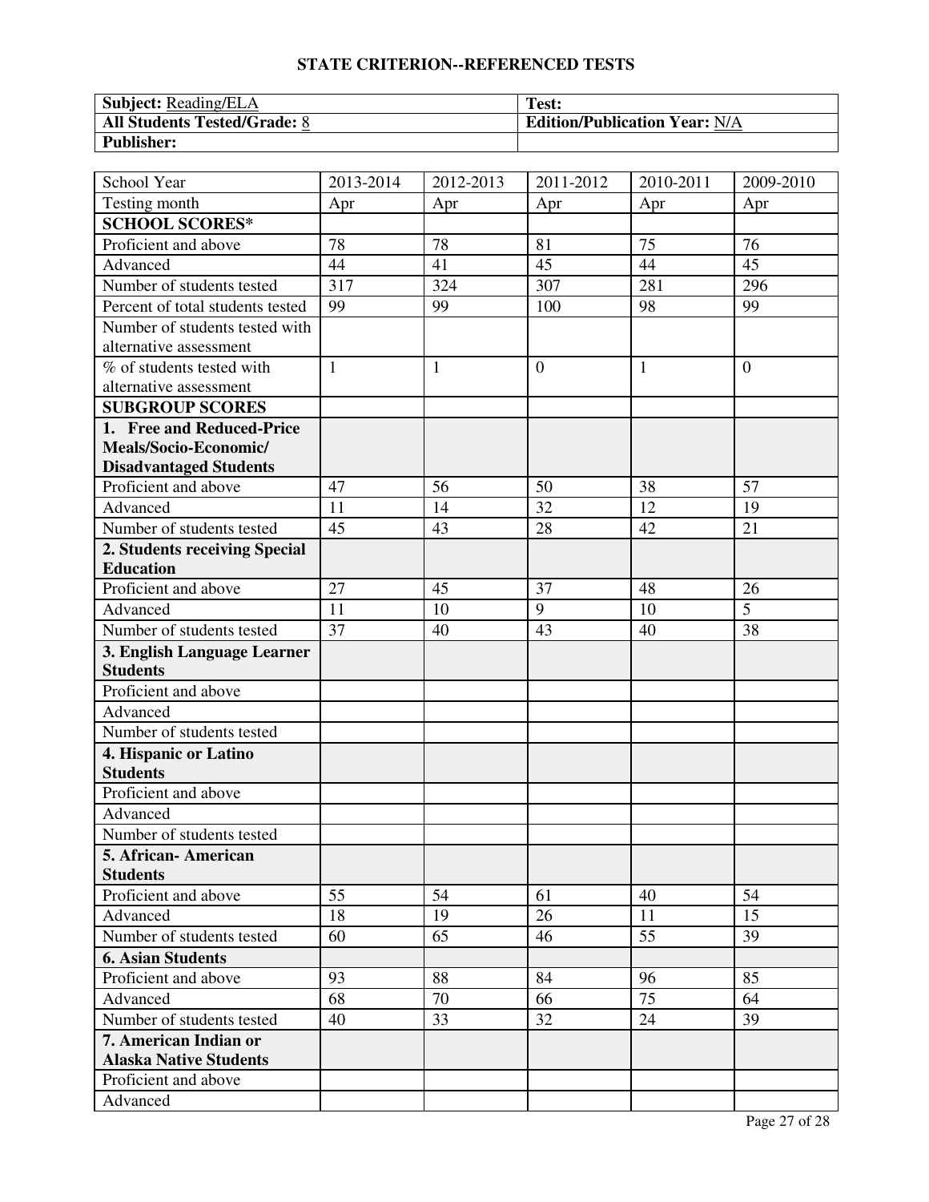## STATE CRITERION--REFERENCED TESTS

| **Subject:** Reading/ELA | **Test:** |
|---|---|
| **All Students Tested/Grade:** 8 | **Edition/Publication Year:** N/A |
| **Publisher:** | |

| School Year | 2013-2014 | 2012-2013 | 2011-2012 | 2010-2011 | 2009-2010 |
|---|---|---|---|---|---|
| Testing month | Apr | Apr | Apr | Apr | Apr |
| **SCHOOL SCORES*** | | | | | |
| Proficient and above | 78 | 78 | 81 | 75 | 76 |
| Advanced | 44 | 41 | 45 | 44 | 45 |
| Number of students tested | 317 | 324 | 307 | 281 | 296 |
| Percent of total students tested | 99 | 99 | 100 | 98 | 99 |
| Number of students tested with alternative assessment | | | | | |
| % of students tested with alternative assessment | 1 | 1 | 0 | 1 | 0 |
| **SUBGROUP SCORES** | | | | | |
| **1. Free and Reduced-Price Meals/Socio-Economic/ Disadvantaged Students** | | | | | |
| Proficient and above | 47 | 56 | 50 | 38 | 57 |
| Advanced | 11 | 14 | 32 | 12 | 19 |
| Number of students tested | 45 | 43 | 28 | 42 | 21 |
| **2. Students receiving Special Education** | | | | | |
| Proficient and above | 27 | 45 | 37 | 48 | 26 |
| Advanced | 11 | 10 | 9 | 10 | 5 |
| Number of students tested | 37 | 40 | 43 | 40 | 38 |
| **3. English Language Learner Students** | | | | | |
| Proficient and above | | | | | |
| Advanced | | | | | |
| Number of students tested | | | | | |
| **4. Hispanic or Latino Students** | | | | | |
| Proficient and above | | | | | |
| Advanced | | | | | |
| Number of students tested | | | | | |
| **5. African- American Students** | | | | | |
| Proficient and above | 55 | 54 | 61 | 40 | 54 |
| Advanced | 18 | 19 | 26 | 11 | 15 |
| Number of students tested | 60 | 65 | 46 | 55 | 39 |
| **6. Asian Students** | | | | | |
| Proficient and above | 93 | 88 | 84 | 96 | 85 |
| Advanced | 68 | 70 | 66 | 75 | 64 |
| Number of students tested | 40 | 33 | 32 | 24 | 39 |
| **7. American Indian or Alaska Native Students** | | | | | |
| Proficient and above | | | | | |
| Advanced | | | | | |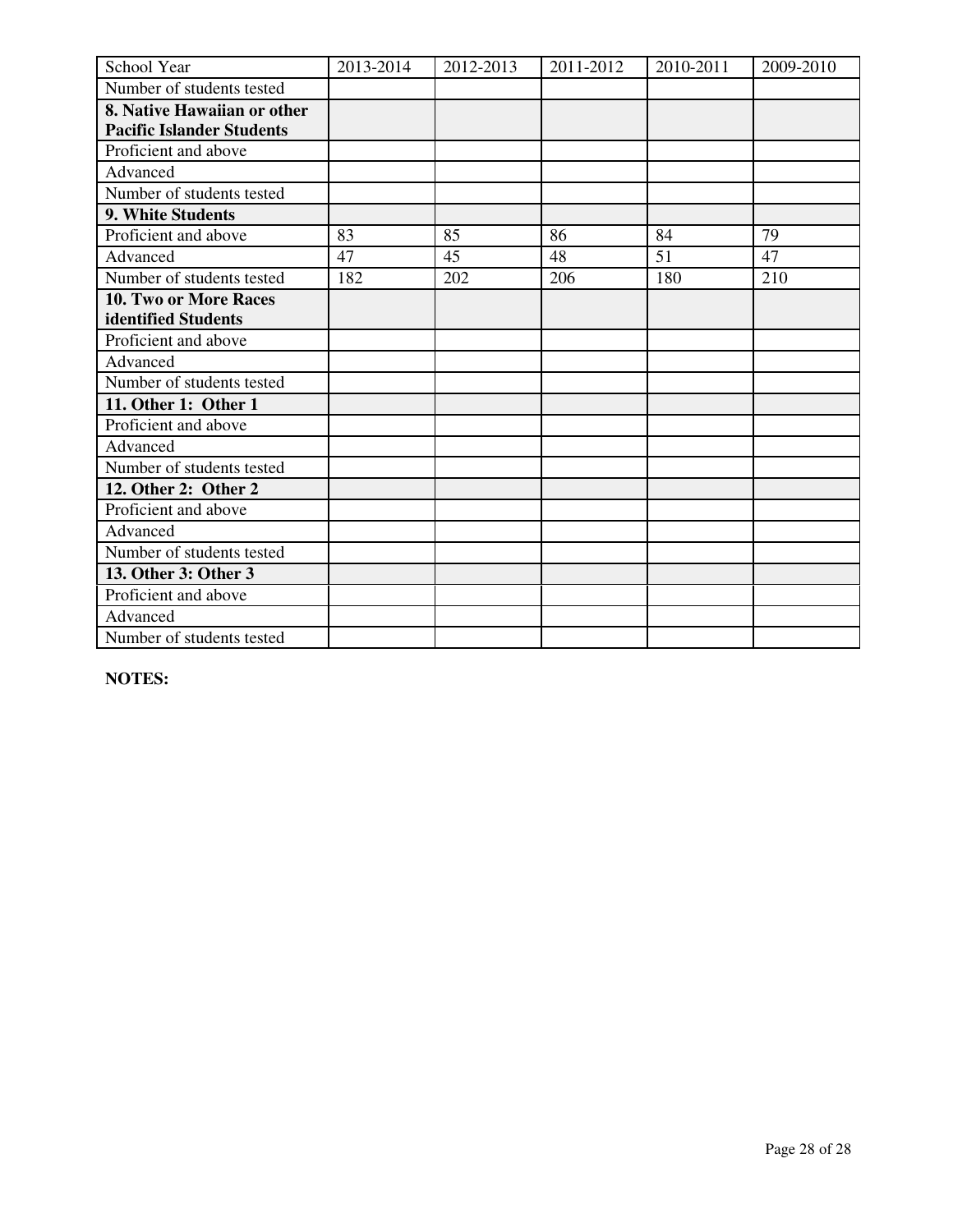| School Year | 2013-2014 | 2012-2013 | 2011-2012 | 2010-2011 | 2009-2010 |
|---|---|---|---|---|---|
| Number of students tested | | | | | |
| **8. Native Hawaiian or other Pacific Islander Students** | | | | | |
| Proficient and above | | | | | |
| Advanced | | | | | |
| Number of students tested | | | | | |
| **9. White Students** | | | | | |
| Proficient and above | 83 | 85 | 86 | 84 | 79 |
| Advanced | 47 | 45 | 48 | 51 | 47 |
| Number of students tested | 182 | 202 | 206 | 180 | 210 |
| **10. Two or More Races identified Students** | | | | | |
| Proficient and above | | | | | |
| Advanced | | | | | |
| Number of students tested | | | | | |
| **11. Other 1: Other 1** | | | | | |
| Proficient and above | | | | | |
| Advanced | | | | | |
| Number of students tested | | | | | |
| **12. Other 2: Other 2** | | | | | |
| Proficient and above | | | | | |
| Advanced | | | | | |
| Number of students tested | | | | | |
| **13. Other 3: Other 3** | | | | | |
| Proficient and above | | | | | |
| Advanced | | | | | |
| Number of students tested | | | | | |

**NOTES:**